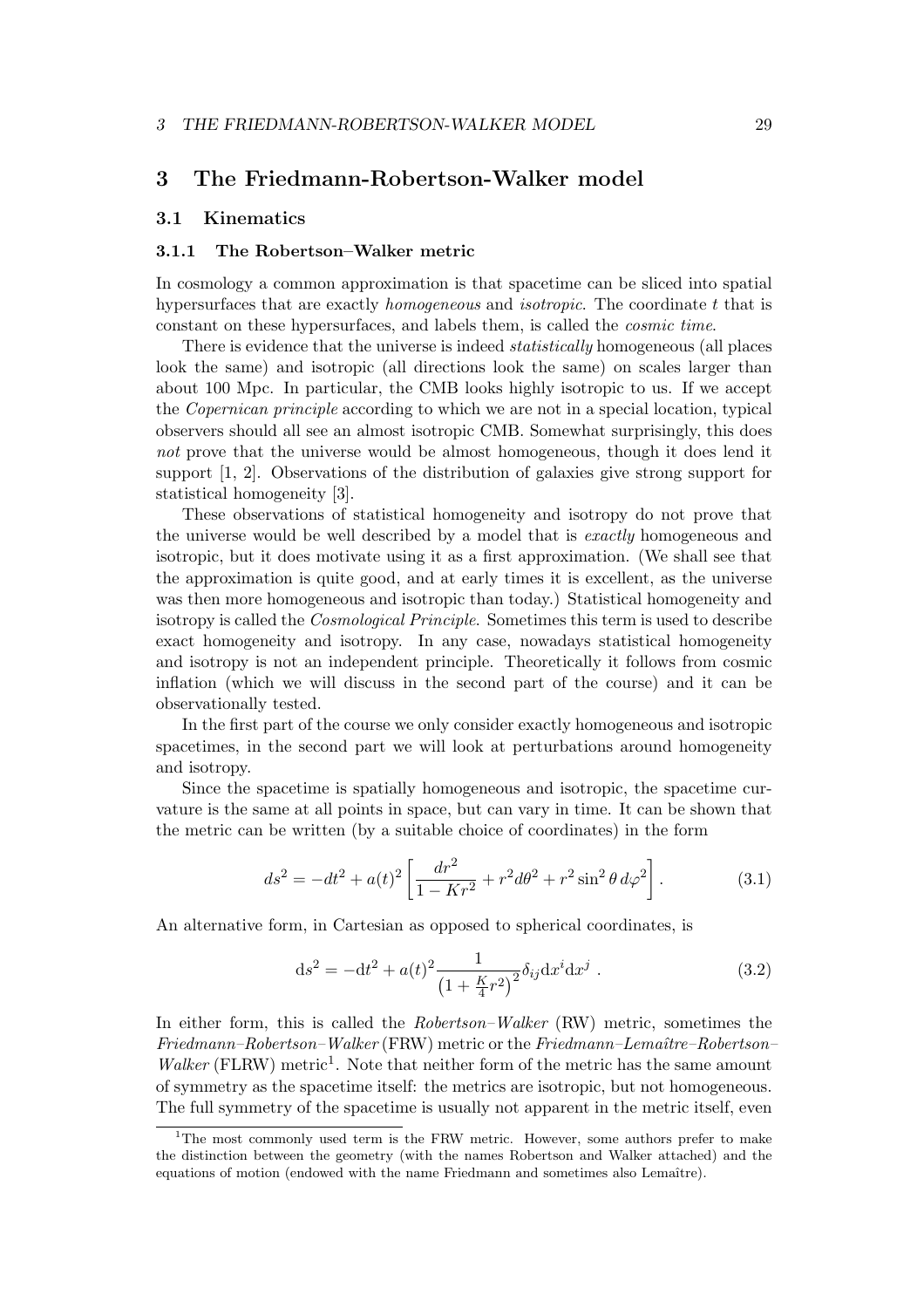# 3 The Friedmann-Robertson-Walker model

## 3.1 Kinematics

### 3.1.1 The Robertson–Walker metric

In cosmology a common approximation is that spacetime can be sliced into spatial hypersurfaces that are exactly *homogeneous* and *isotropic*. The coordinate $t$ that is constant on these hypersurfaces, and labels them, is called the *cosmic time*.

There is evidence that the universe is indeed *statistically* homogeneous (all places look the same) and isotropic (all directions look the same) on scales larger than about 100 Mpc. In particular, the CMB looks highly isotropic to us. If we accept the *Copernican principle* according to which we are not in a special location, typical observers should all see an almost isotropic CMB. Somewhat surprisingly, this does *not* prove that the universe would be almost homogeneous, though it does lend it support [1, 2]. Observations of the distribution of galaxies give strong support for statistical homogeneity [3].

These observations of statistical homogeneity and isotropy do not prove that the universe would be well described by a model that is *exactly* homogeneous and isotropic, but it does motivate using it as a first approximation. (We shall see that the approximation is quite good, and at early times it is excellent, as the universe was then more homogeneous and isotropic than today.) Statistical homogeneity and isotropy is called the *Cosmological Principle*. Sometimes this term is used to describe exact homogeneity and isotropy. In any case, nowadays statistical homogeneity and isotropy is not an independent principle. Theoretically it follows from cosmic inflation (which we will discuss in the second part of the course) and it can be observationally tested.

In the first part of the course we only consider exactly homogeneous and isotropic spacetimes, in the second part we will look at perturbations around homogeneity and isotropy.

Since the spacetime is spatially homogeneous and isotropic, the spacetime curvature is the same at all points in space, but can vary in time. It can be shown that the metric can be written (by a suitable choice of coordinates) in the form

$$ds^2 = -dt^2 + a(t)^2 \left[ \frac{dr^2}{1 - Kr^2} + r^2 d\theta^2 + r^2 \sin^2\theta \, d\varphi^2 \right] . \tag{3.1}$$

An alternative form, in Cartesian as opposed to spherical coordinates, is

$$\mathrm{d}s^2 = -\mathrm{d}t^2 + a(t)^2 \frac{1}{\left(1 + \frac{K}{4} r^2\right)^2} \delta_{ij} \mathrm{d}x^i \mathrm{d}x^j \ . \tag{3.2}$$

In either form, this is called the *Robertson–Walker* (RW) metric, sometimes the *Friedmann–Robertson–Walker* (FRW) metric or the *Friedmann–Lemaître–Robertson–Walker* (FLRW) metric[1]. Note that neither form of the metric has the same amount of symmetry as the spacetime itself: the metrics are isotropic, but not homogeneous. The full symmetry of the spacetime is usually not apparent in the metric itself, even

[1] The most commonly used term is the FRW metric. However, some authors prefer to make the distinction between the geometry (with the names Robertson and Walker attached) and the equations of motion (endowed with the name Friedmann and sometimes also Lemaître).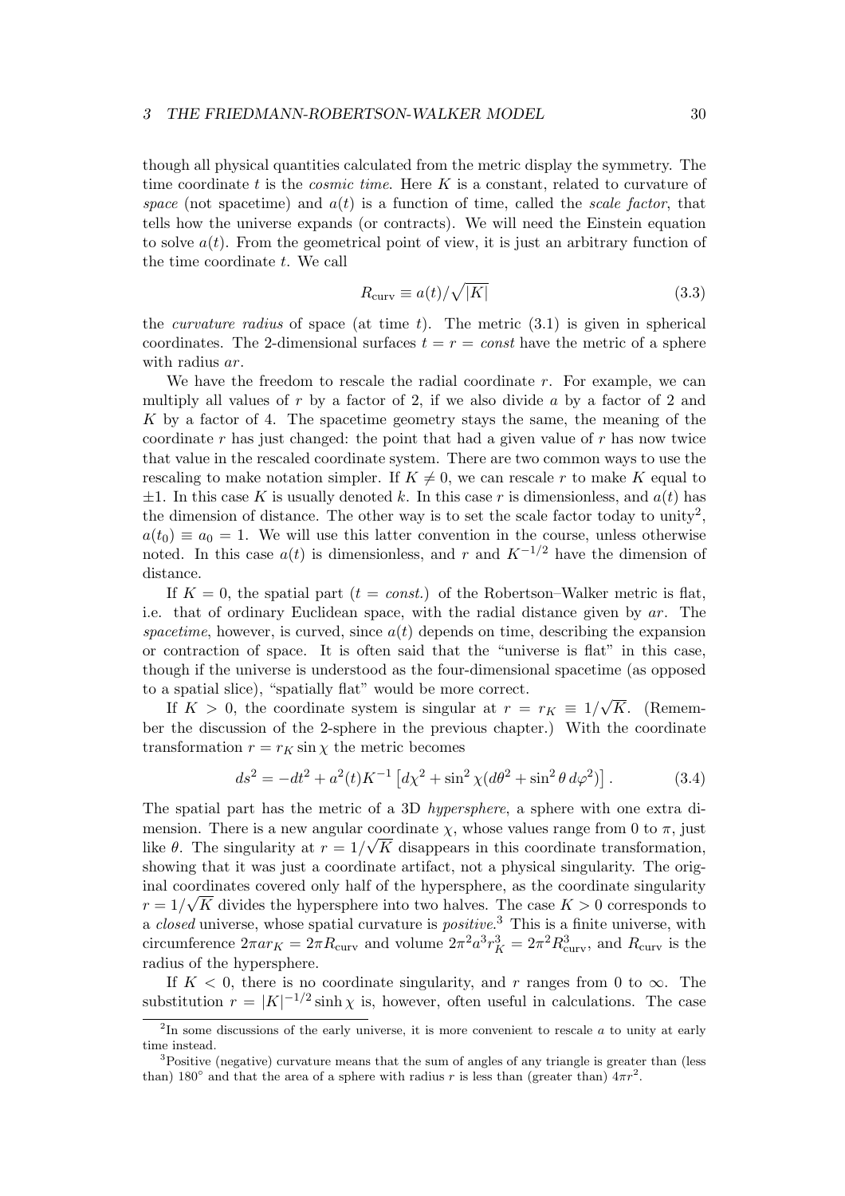though all physical quantities calculated from the metric display the symmetry. The time coordinate $t$ is the *cosmic time*. Here $K$ is a constant, related to curvature of *space* (not spacetime) and $a(t)$ is a function of time, called the *scale factor*, that tells how the universe expands (or contracts). We will need the Einstein equation to solve $a(t)$. From the geometrical point of view, it is just an arbitrary function of the time coordinate $t$. We call

$$R_{\text{curv}} \equiv a(t)/\sqrt{|K|} \tag{3.3}$$

the *curvature radius* of space (at time $t$). The metric (3.1) is given in spherical coordinates. The 2-dimensional surfaces $t = r = const$ have the metric of a sphere with radius $ar$.

We have the freedom to rescale the radial coordinate $r$. For example, we can multiply all values of $r$ by a factor of 2, if we also divide $a$ by a factor of 2 and $K$ by a factor of 4. The spacetime geometry stays the same, the meaning of the coordinate $r$ has just changed: the point that had a given value of $r$ has now twice that value in the rescaled coordinate system. There are two common ways to use the rescaling to make notation simpler. If $K \neq 0$, we can rescale $r$ to make $K$ equal to $\pm 1$. In this case $K$ is usually denoted $k$. In this case $r$ is dimensionless, and $a(t)$ has the dimension of distance. The other way is to set the scale factor today to unity[2], $a(t_0) \equiv a_0 = 1$. We will use this latter convention in the course, unless otherwise noted. In this case $a(t)$ is dimensionless, and $r$ and $K^{-1/2}$ have the dimension of distance.

If $K = 0$, the spatial part ($t = const.$) of the Robertson–Walker metric is flat, i.e. that of ordinary Euclidean space, with the radial distance given by $ar$. The *spacetime*, however, is curved, since $a(t)$ depends on time, describing the expansion or contraction of space. It is often said that the "universe is flat" in this case, though if the universe is understood as the four-dimensional spacetime (as opposed to a spatial slice), "spatially flat" would be more correct.

If $K > 0$, the coordinate system is singular at $r = r_K \equiv 1/\sqrt{K}$. (Remember the discussion of the 2-sphere in the previous chapter.) With the coordinate transformation $r = r_K \sin\chi$ the metric becomes

$$ds^2 = -dt^2 + a^2(t)K^{-1}\left[d\chi^2 + \sin^2\chi(d\theta^2 + \sin^2\theta\, d\varphi^2)\right]. \tag{3.4}$$

The spatial part has the metric of a 3D *hypersphere*, a sphere with one extra dimension. There is a new angular coordinate $\chi$, whose values range from 0 to $\pi$, just like $\theta$. The singularity at $r = 1/\sqrt{K}$ disappears in this coordinate transformation, showing that it was just a coordinate artifact, not a physical singularity. The original coordinates covered only half of the hypersphere, as the coordinate singularity $r = 1/\sqrt{K}$ divides the hypersphere into two halves. The case $K > 0$ corresponds to a *closed* universe, whose spatial curvature is *positive*.[3] This is a finite universe, with circumference $2\pi a r_K = 2\pi R_{\text{curv}}$ and volume $2\pi^2 a^3 r_K^3 = 2\pi^2 R_{\text{curv}}^3$, and $R_{\text{curv}}$ is the radius of the hypersphere.

If $K < 0$, there is no coordinate singularity, and $r$ ranges from 0 to $\infty$. The substitution $r = |K|^{-1/2}\sinh\chi$ is, however, often useful in calculations. The case

[2] In some discussions of the early universe, it is more convenient to rescale $a$ to unity at early time instead.

[3] Positive (negative) curvature means that the sum of angles of any triangle is greater than (less than) 180° and that the area of a sphere with radius $r$ is less than (greater than) $4\pi r^2$.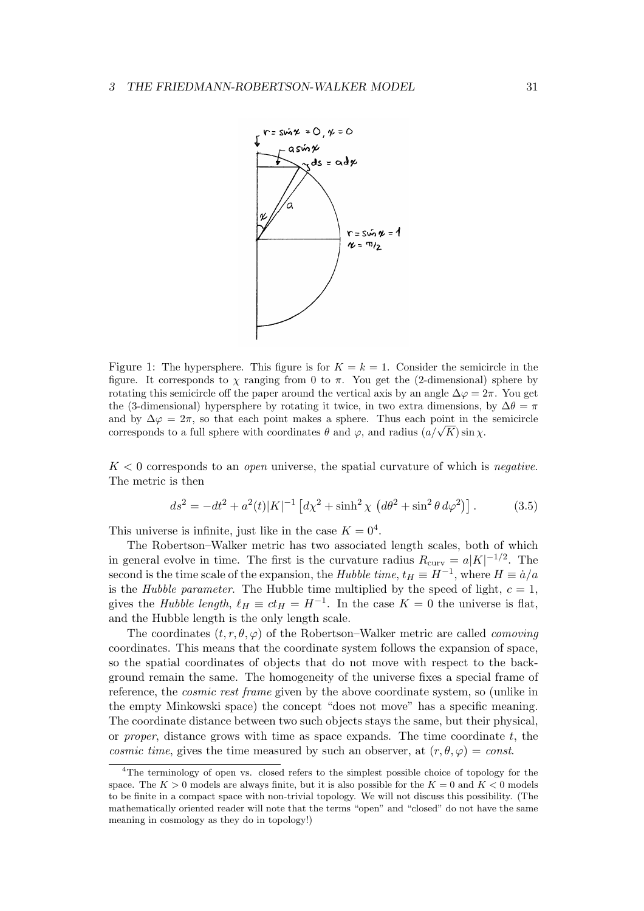Figure 1: The hypersphere. This figure is for $K = k = 1$. Consider the semicircle in the figure. It corresponds to $\chi$ ranging from 0 to $\pi$. You get the (2-dimensional) sphere by rotating this semicircle off the paper around the vertical axis by an angle $\Delta\varphi = 2\pi$. You get the (3-dimensional) hypersphere by rotating it twice, in two extra dimensions, by $\Delta\theta = \pi$ and by $\Delta\varphi = 2\pi$, so that each point makes a sphere. Thus each point in the semicircle corresponds to a full sphere with coordinates $\theta$ and $\varphi$, and radius $(a/\sqrt{K})\sin\chi$.

$K < 0$ corresponds to an *open* universe, the spatial curvature of which is *negative*. The metric is then

$$ds^2 = -dt^2 + a^2(t)|K|^{-1}\left[d\chi^2 + \sinh^2\chi\left(d\theta^2 + \sin^2\theta\, d\varphi^2\right)\right]. \tag{3.5}$$

This universe is infinite, just like in the case $K = 0$[4].

The Robertson–Walker metric has two associated length scales, both of which in general evolve in time. The first is the curvature radius $R_{\text{curv}} = a|K|^{-1/2}$. The second is the time scale of the expansion, the *Hubble time*, $t_H \equiv H^{-1}$, where $H \equiv \dot{a}/a$ is the *Hubble parameter*. The Hubble time multiplied by the speed of light, $c = 1$, gives the *Hubble length*, $\ell_H \equiv ct_H = H^{-1}$. In the case $K = 0$ the universe is flat, and the Hubble length is the only length scale.

The coordinates $(t, r, \theta, \varphi)$ of the Robertson–Walker metric are called *comoving* coordinates. This means that the coordinate system follows the expansion of space, so the spatial coordinates of objects that do not move with respect to the background remain the same. The homogeneity of the universe fixes a special frame of reference, the *cosmic rest frame* given by the above coordinate system, so (unlike in the empty Minkowski space) the concept "does not move" has a specific meaning. The coordinate distance between two such objects stays the same, but their physical, or *proper*, distance grows with time as space expands. The time coordinate $t$, the *cosmic time*, gives the time measured by such an observer, at $(r, \theta, \varphi) = const$.

[4]The terminology of open vs. closed refers to the simplest possible choice of topology for the space. The $K > 0$ models are always finite, but it is also possible for the $K = 0$ and $K < 0$ models to be finite in a compact space with non-trivial topology. We will not discuss this possibility. (The mathematically oriented reader will note that the terms "open" and "closed" do not have the same meaning in cosmology as they do in topology!)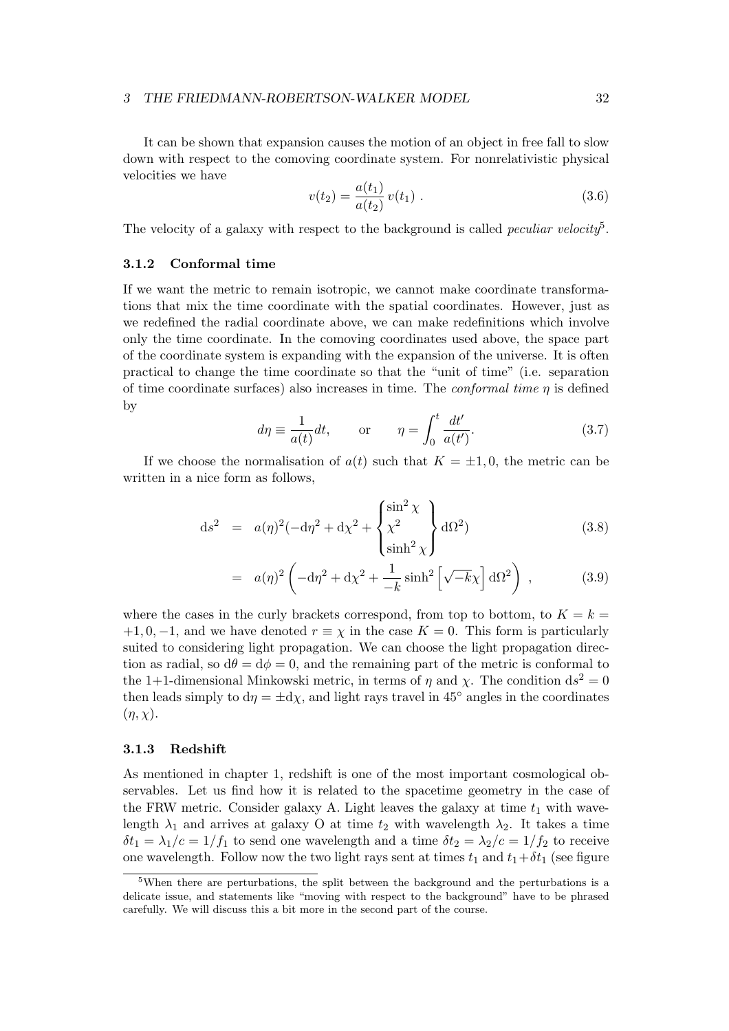It can be shown that expansion causes the motion of an object in free fall to slow down with respect to the comoving coordinate system. For nonrelativistic physical velocities we have

$$v(t_2) = \frac{a(t_1)}{a(t_2)}\, v(t_1) \; . \tag{3.6}$$

The velocity of a galaxy with respect to the background is called *peculiar velocity*[5].

### 3.1.2 Conformal time

If we want the metric to remain isotropic, we cannot make coordinate transformations that mix the time coordinate with the spatial coordinates. However, just as we redefined the radial coordinate above, we can make redefinitions which involve only the time coordinate. In the comoving coordinates used above, the space part of the coordinate system is expanding with the expansion of the universe. It is often practical to change the time coordinate so that the "unit of time" (i.e. separation of time coordinate surfaces) also increases in time. The *conformal time* $\eta$ is defined by

$$d\eta \equiv \frac{1}{a(t)} dt, \qquad \text{or} \qquad \eta = \int_0^t \frac{dt'}{a(t')}. \tag{3.7}$$

If we choose the normalisation of $a(t)$ such that $K = \pm 1, 0$, the metric can be written in a nice form as follows,

$$\mathrm{d}s^2 = a(\eta)^2 (-\mathrm{d}\eta^2 + \mathrm{d}\chi^2 + \begin{Bmatrix} \sin^2\chi \\ \chi^2 \\ \sinh^2\chi \end{Bmatrix} \mathrm{d}\Omega^2) \tag{3.8}$$

$$= a(\eta)^2 \left( -\mathrm{d}\eta^2 + \mathrm{d}\chi^2 + \frac{1}{-k}\sinh^2\left[\sqrt{-k}\chi\right] \mathrm{d}\Omega^2 \right) \; , \tag{3.9}$$

where the cases in the curly brackets correspond, from top to bottom, to $K = k = +1, 0, -1$, and we have denoted $r \equiv \chi$ in the case $K = 0$. This form is particularly suited to considering light propagation. We can choose the light propagation direction as radial, so $\mathrm{d}\theta = \mathrm{d}\phi = 0$, and the remaining part of the metric is conformal to the 1+1-dimensional Minkowski metric, in terms of $\eta$ and $\chi$. The condition $\mathrm{d}s^2 = 0$ then leads simply to $\mathrm{d}\eta = \pm\mathrm{d}\chi$, and light rays travel in $45^\circ$ angles in the coordinates $(\eta, \chi)$.

### 3.1.3 Redshift

As mentioned in chapter 1, redshift is one of the most important cosmological observables. Let us find how it is related to the spacetime geometry in the case of the FRW metric. Consider galaxy A. Light leaves the galaxy at time $t_1$ with wavelength $\lambda_1$ and arrives at galaxy O at time $t_2$ with wavelength $\lambda_2$. It takes a time $\delta t_1 = \lambda_1/c = 1/f_1$ to send one wavelength and a time $\delta t_2 = \lambda_2/c = 1/f_2$ to receive one wavelength. Follow now the two light rays sent at times $t_1$ and $t_1 + \delta t_1$ (see figure

[5] When there are perturbations, the split between the background and the perturbations is a delicate issue, and statements like "moving with respect to the background" have to be phrased carefully. We will discuss this a bit more in the second part of the course.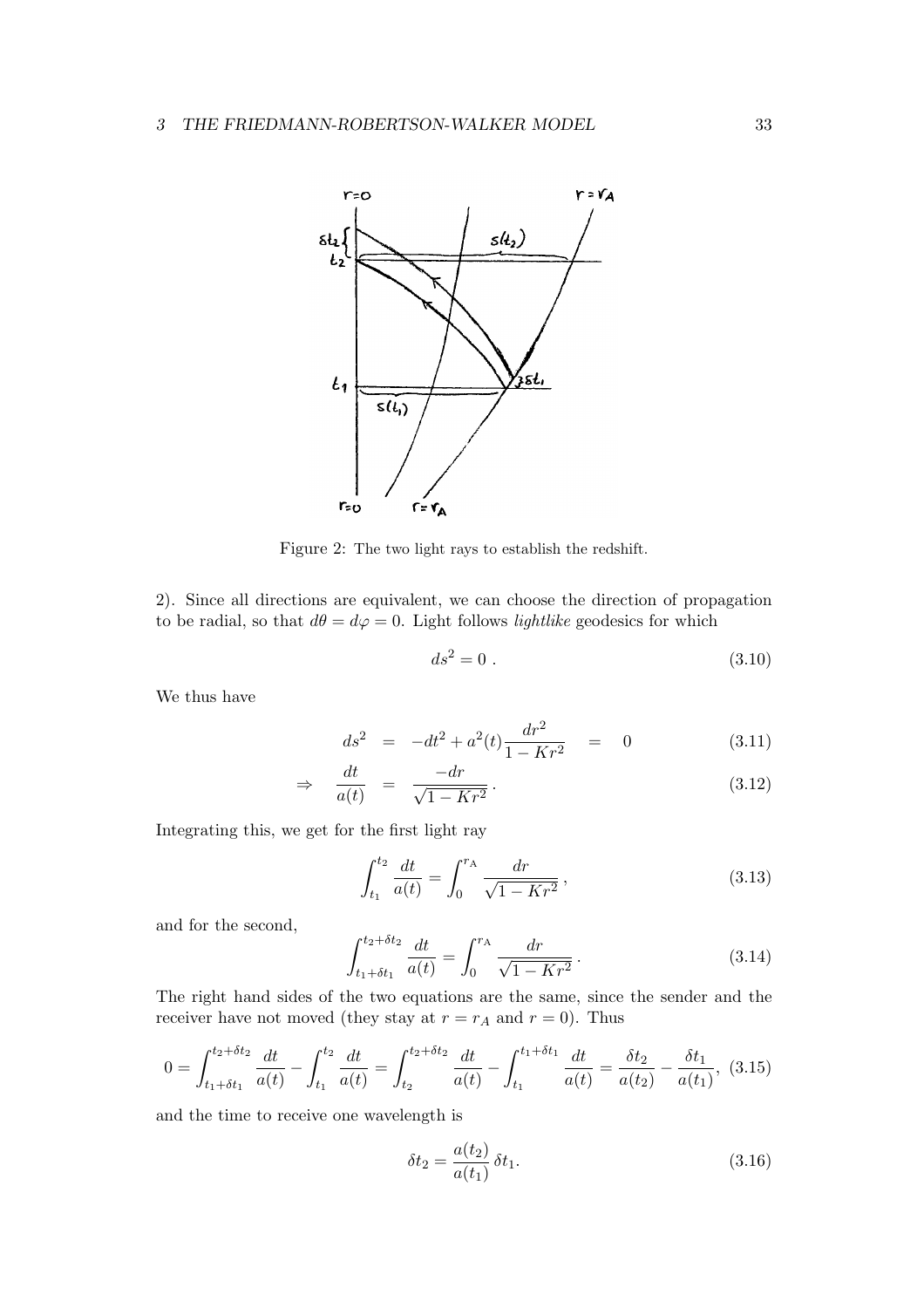Figure 2: The two light rays to establish the redshift.

2). Since all directions are equivalent, we can choose the direction of propagation to be radial, so that $d\theta = d\varphi = 0$. Light follows *lightlike* geodesics for which

$$ds^2 = 0 \ . \tag{3.10}$$

We thus have

$$ds^2 = -dt^2 + a^2(t)\frac{dr^2}{1-Kr^2} = 0 \tag{3.11}$$

$$\Rightarrow \quad \frac{dt}{a(t)} = \frac{-dr}{\sqrt{1-Kr^2}} \,. \tag{3.12}$$

Integrating this, we get for the first light ray

$$\int_{t_1}^{t_2} \frac{dt}{a(t)} = \int_0^{r_\mathrm{A}} \frac{dr}{\sqrt{1-Kr^2}} \,, \tag{3.13}$$

and for the second,

$$\int_{t_1+\delta t_1}^{t_2+\delta t_2} \frac{dt}{a(t)} = \int_0^{r_\mathrm{A}} \frac{dr}{\sqrt{1-Kr^2}} \,. \tag{3.14}$$

The right hand sides of the two equations are the same, since the sender and the receiver have not moved (they stay at $r = r_A$ and $r = 0$). Thus

$$0 = \int_{t_1+\delta t_1}^{t_2+\delta t_2} \frac{dt}{a(t)} - \int_{t_1}^{t_2} \frac{dt}{a(t)} = \int_{t_2}^{t_2+\delta t_2} \frac{dt}{a(t)} - \int_{t_1}^{t_1+\delta t_1} \frac{dt}{a(t)} = \frac{\delta t_2}{a(t_2)} - \frac{\delta t_1}{a(t_1)}, \tag{3.15}$$

and the time to receive one wavelength is

$$\delta t_2 = \frac{a(t_2)}{a(t_1)} \, \delta t_1. \tag{3.16}$$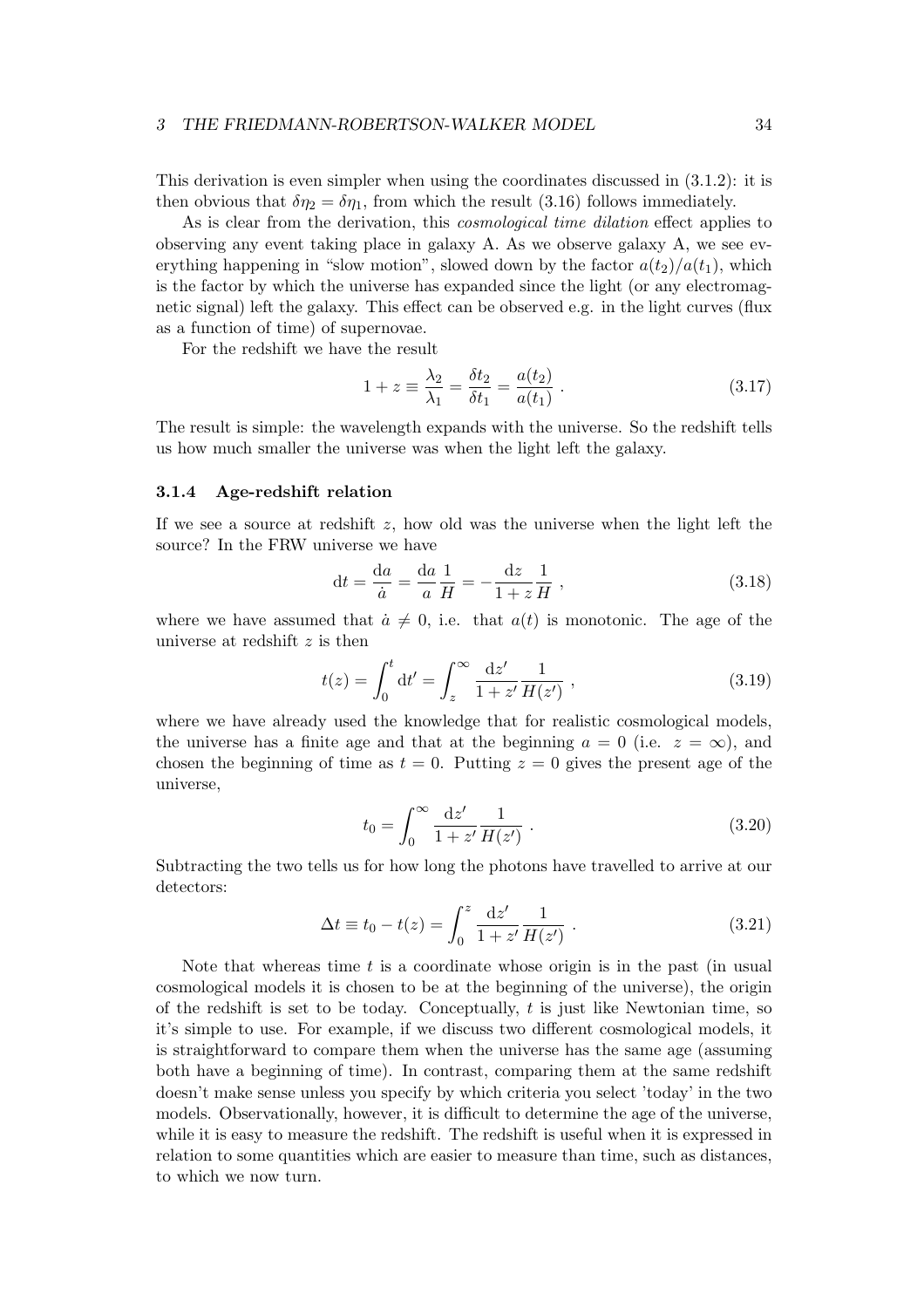This derivation is even simpler when using the coordinates discussed in (3.1.2): it is then obvious that $\delta\eta_2 = \delta\eta_1$, from which the result (3.16) follows immediately.

As is clear from the derivation, this *cosmological time dilation* effect applies to observing any event taking place in galaxy A. As we observe galaxy A, we see everything happening in "slow motion", slowed down by the factor $a(t_2)/a(t_1)$, which is the factor by which the universe has expanded since the light (or any electromagnetic signal) left the galaxy. This effect can be observed e.g. in the light curves (flux as a function of time) of supernovae.

For the redshift we have the result

$$1 + z \equiv \frac{\lambda_2}{\lambda_1} = \frac{\delta t_2}{\delta t_1} = \frac{a(t_2)}{a(t_1)} \ . \tag{3.17}$$

The result is simple: the wavelength expands with the universe. So the redshift tells us how much smaller the universe was when the light left the galaxy.

### 3.1.4 Age-redshift relation

If we see a source at redshift $z$, how old was the universe when the light left the source? In the FRW universe we have

$$\mathrm{d}t = \frac{\mathrm{d}a}{\dot{a}} = \frac{\mathrm{d}a}{a}\frac{1}{H} = -\frac{\mathrm{d}z}{1+z}\frac{1}{H} \ , \tag{3.18}$$

where we have assumed that $\dot{a} \neq 0$, i.e. that $a(t)$ is monotonic. The age of the universe at redshift $z$ is then

$$t(z) = \int_0^t \mathrm{d}t' = \int_z^\infty \frac{\mathrm{d}z'}{1+z'}\frac{1}{H(z')} \ , \tag{3.19}$$

where we have already used the knowledge that for realistic cosmological models, the universe has a finite age and that at the beginning $a = 0$ (i.e. $z = \infty$), and chosen the beginning of time as $t = 0$. Putting $z = 0$ gives the present age of the universe,

$$t_0 = \int_0^\infty \frac{\mathrm{d}z'}{1+z'}\frac{1}{H(z')} \ . \tag{3.20}$$

Subtracting the two tells us for how long the photons have travelled to arrive at our detectors:

$$\Delta t \equiv t_0 - t(z) = \int_0^z \frac{\mathrm{d}z'}{1+z'}\frac{1}{H(z')} \ . \tag{3.21}$$

Note that whereas time $t$ is a coordinate whose origin is in the past (in usual cosmological models it is chosen to be at the beginning of the universe), the origin of the redshift is set to be today. Conceptually, $t$ is just like Newtonian time, so it's simple to use. For example, if we discuss two different cosmological models, it is straightforward to compare them when the universe has the same age (assuming both have a beginning of time). In contrast, comparing them at the same redshift doesn't make sense unless you specify by which criteria you select 'today' in the two models. Observationally, however, it is difficult to determine the age of the universe, while it is easy to measure the redshift. The redshift is useful when it is expressed in relation to some quantities which are easier to measure than time, such as distances, to which we now turn.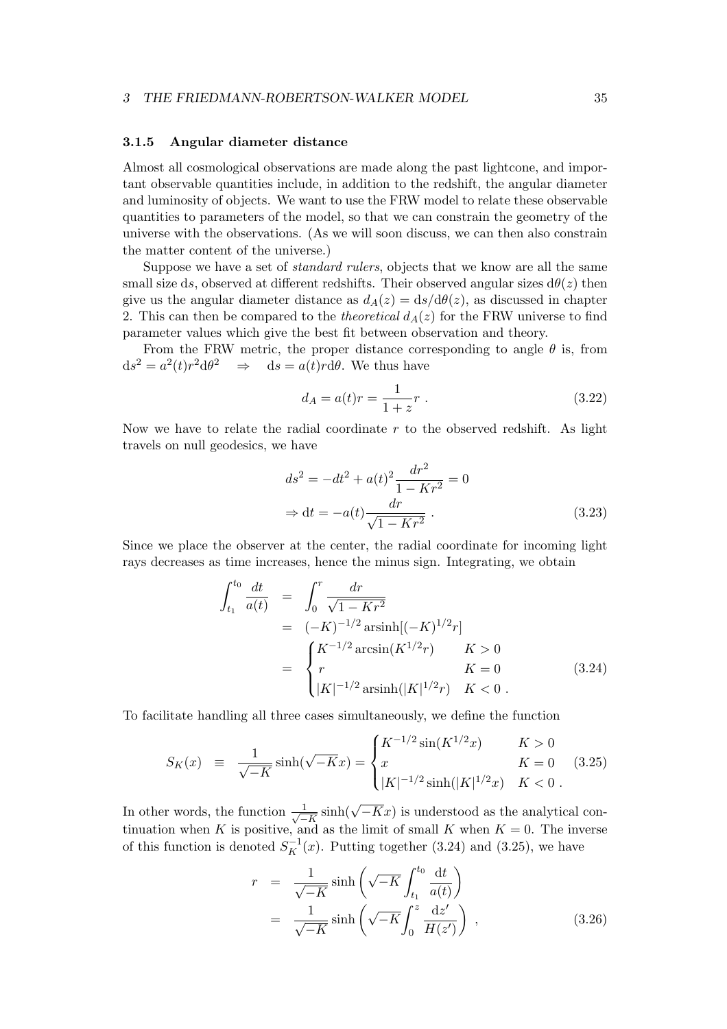### 3.1.5 Angular diameter distance

Almost all cosmological observations are made along the past lightcone, and important observable quantities include, in addition to the redshift, the angular diameter and luminosity of objects. We want to use the FRW model to relate these observable quantities to parameters of the model, so that we can constrain the geometry of the universe with the observations. (As we will soon discuss, we can then also constrain the matter content of the universe.)

Suppose we have a set of *standard rulers*, objects that we know are all the same small size $\mathrm{d}s$, observed at different redshifts. Their observed angular sizes $\mathrm{d}\theta(z)$ then give us the angular diameter distance as $d_A(z) = \mathrm{d}s/\mathrm{d}\theta(z)$, as discussed in chapter 2. This can then be compared to the *theoretical* $d_A(z)$ for the FRW universe to find parameter values which give the best fit between observation and theory.

From the FRW metric, the proper distance corresponding to angle $\theta$ is, from $\mathrm{d}s^2 = a^2(t)r^2\mathrm{d}\theta^2 \quad \Rightarrow \quad \mathrm{d}s = a(t)r\mathrm{d}\theta$. We thus have

$$
d_A = a(t)r = \frac{1}{1+z}r \; . \tag{3.22}
$$

Now we have to relate the radial coordinate $r$ to the observed redshift. As light travels on null geodesics, we have

$$
\begin{aligned}
ds^2 &= -dt^2 + a(t)^2\frac{dr^2}{1-Kr^2} = 0 \\
\Rightarrow \mathrm{d}t &= -a(t)\frac{dr}{\sqrt{1-Kr^2}} \; .
\end{aligned} \tag{3.23}
$$

Since we place the observer at the center, the radial coordinate for incoming light rays decreases as time increases, hence the minus sign. Integrating, we obtain

$$
\begin{aligned}
\int_{t_1}^{t_0} \frac{dt}{a(t)} &= \int_0^r \frac{dr}{\sqrt{1-Kr^2}} \\
&= (-K)^{-1/2}\,\mathrm{arsinh}[(-K)^{1/2}r] \\
&= \begin{cases} K^{-1/2}\arcsin(K^{1/2}r) & K>0 \\ r & K=0 \\ |K|^{-1/2}\,\mathrm{arsinh}(|K|^{1/2}r) & K<0 \; . \end{cases}
\end{aligned} \tag{3.24}
$$

To facilitate handling all three cases simultaneously, we define the function

$$
S_K(x) \;\equiv\; \frac{1}{\sqrt{-K}}\sinh(\sqrt{-K}x) = \begin{cases} K^{-1/2}\sin(K^{1/2}x) & K>0 \\ x & K=0 \\ |K|^{-1/2}\sinh(|K|^{1/2}x) & K<0 \; . \end{cases} \tag{3.25}
$$

In other words, the function $\frac{1}{\sqrt{-K}}\sinh(\sqrt{-K}x)$ is understood as the analytical continuation when $K$ is positive, and as the limit of small $K$ when $K=0$. The inverse of this function is denoted $S_K^{-1}(x)$. Putting together (3.24) and (3.25), we have

$$
\begin{aligned}
r &= \frac{1}{\sqrt{-K}}\sinh\left(\sqrt{-K}\int_{t_1}^{t_0}\frac{\mathrm{d}t}{a(t)}\right) \\
&= \frac{1}{\sqrt{-K}}\sinh\left(\sqrt{-K}\int_0^z \frac{\mathrm{d}z'}{H(z')}\right) \; ,
\end{aligned} \tag{3.26}
$$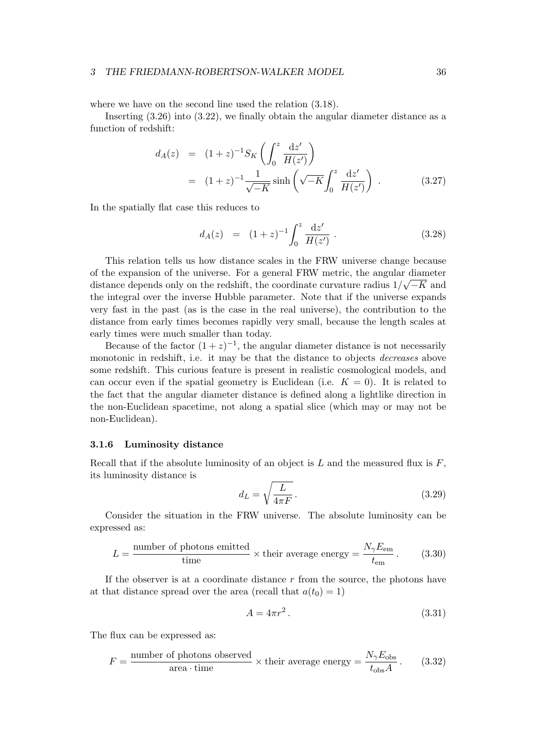where we have on the second line used the relation (3.18).

Inserting (3.26) into (3.22), we finally obtain the angular diameter distance as a function of redshift:

$$
\begin{aligned}
d_A(z) &= (1+z)^{-1} S_K\left(\int_0^z \frac{\mathrm{d}z'}{H(z')}\right) \\
&= (1+z)^{-1} \frac{1}{\sqrt{-K}} \sinh\left(\sqrt{-K}\int_0^z \frac{\mathrm{d}z'}{H(z')}\right) . \qquad (3.27)
\end{aligned}
$$

In the spatially flat case this reduces to

$$
d_A(z) = (1+z)^{-1} \int_0^z \frac{\mathrm{d}z'}{H(z')} . \qquad (3.28)
$$

This relation tells us how distance scales in the FRW universe change because of the expansion of the universe. For a general FRW metric, the angular diameter distance depends only on the redshift, the coordinate curvature radius $1/\sqrt{-K}$ and the integral over the inverse Hubble parameter. Note that if the universe expands very fast in the past (as is the case in the real universe), the contribution to the distance from early times becomes rapidly very small, because the length scales at early times were much smaller than today.

Because of the factor $(1+z)^{-1}$, the angular diameter distance is not necessarily monotonic in redshift, i.e. it may be that the distance to objects *decreases* above some redshift. This curious feature is present in realistic cosmological models, and can occur even if the spatial geometry is Euclidean (i.e. $K=0$). It is related to the fact that the angular diameter distance is defined along a lightlike direction in the non-Euclidean spacetime, not along a spatial slice (which may or may not be non-Euclidean).

### 3.1.6 Luminosity distance

Recall that if the absolute luminosity of an object is $L$ and the measured flux is $F$, its luminosity distance is

$$
d_L = \sqrt{\frac{L}{4\pi F}} . \qquad (3.29)
$$

Consider the situation in the FRW universe. The absolute luminosity can be expressed as:

$$
L = \frac{\text{number of photons emitted}}{\text{time}} \times \text{their average energy} = \frac{N_\gamma E_{\text{em}}}{t_{\text{em}}} . \qquad (3.30)
$$

If the observer is at a coordinate distance $r$ from the source, the photons have at that distance spread over the area (recall that $a(t_0)=1$)

$$
A = 4\pi r^2 . \qquad (3.31)
$$

The flux can be expressed as:

$$
F = \frac{\text{number of photons observed}}{\text{area} \cdot \text{time}} \times \text{their average energy} = \frac{N_\gamma E_{\text{obs}}}{t_{\text{obs}} A} . \qquad (3.32)
$$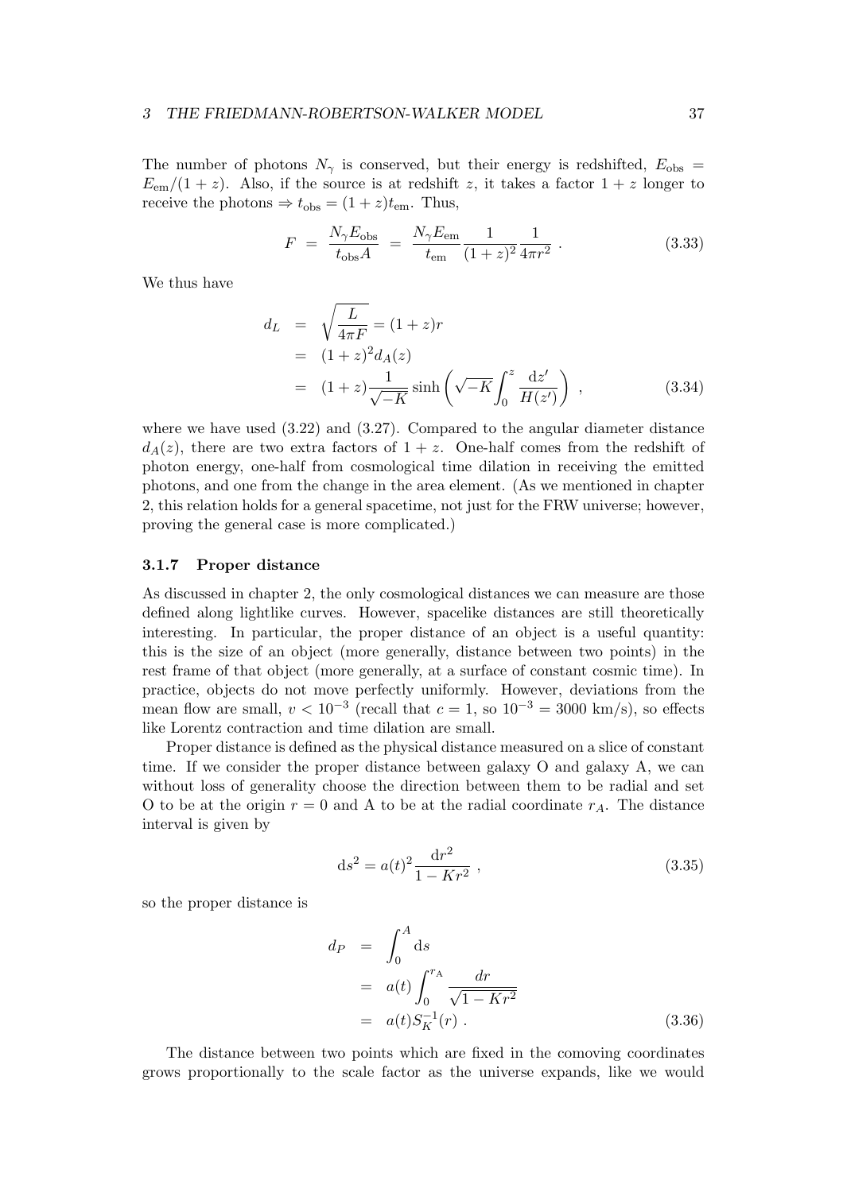The number of photons $N_\gamma$ is conserved, but their energy is redshifted, $E_{\rm obs} = E_{\rm em}/(1+z)$. Also, if the source is at redshift $z$, it takes a factor $1+z$ longer to receive the photons $\Rightarrow t_{\rm obs} = (1+z)t_{\rm em}$. Thus,

$$
F = \frac{N_\gamma E_{\rm obs}}{t_{\rm obs} A} = \frac{N_\gamma E_{\rm em}}{t_{\rm em}} \frac{1}{(1+z)^2} \frac{1}{4\pi r^2} \ . \tag{3.33}
$$

We thus have

$$
\begin{aligned}
d_L &= \sqrt{\frac{L}{4\pi F}} = (1+z) r \\
&= (1+z)^2 d_A(z) \\
&= (1+z) \frac{1}{\sqrt{-K}} \sinh\left( \sqrt{-K} \int_0^z \frac{\mathrm{d}z'}{H(z')} \right) \ ,
\end{aligned} \tag{3.34}
$$

where we have used (3.22) and (3.27). Compared to the angular diameter distance $d_A(z)$, there are two extra factors of $1+z$. One-half comes from the redshift of photon energy, one-half from cosmological time dilation in receiving the emitted photons, and one from the change in the area element. (As we mentioned in chapter 2, this relation holds for a general spacetime, not just for the FRW universe; however, proving the general case is more complicated.)

### 3.1.7 Proper distance

As discussed in chapter 2, the only cosmological distances we can measure are those defined along lightlike curves. However, spacelike distances are still theoretically interesting. In particular, the proper distance of an object is a useful quantity: this is the size of an object (more generally, distance between two points) in the rest frame of that object (more generally, at a surface of constant cosmic time). In practice, objects do not move perfectly uniformly. However, deviations from the mean flow are small, $v < 10^{-3}$ (recall that $c = 1$, so $10^{-3} = 3000$ km/s), so effects like Lorentz contraction and time dilation are small.

Proper distance is defined as the physical distance measured on a slice of constant time. If we consider the proper distance between galaxy O and galaxy A, we can without loss of generality choose the direction between them to be radial and set O to be at the origin $r = 0$ and A to be at the radial coordinate $r_A$. The distance interval is given by

$$
\mathrm{d}s^2 = a(t)^2 \frac{\mathrm{d}r^2}{1 - Kr^2} \ , \tag{3.35}
$$

so the proper distance is

$$
\begin{aligned}
d_P &= \int_0^A \mathrm{d}s \\
&= a(t) \int_0^{r_{\rm A}} \frac{dr}{\sqrt{1 - Kr^2}} \\
&= a(t) S_K^{-1}(r) \ .
\end{aligned} \tag{3.36}
$$

The distance between two points which are fixed in the comoving coordinates grows proportionally to the scale factor as the universe expands, like we would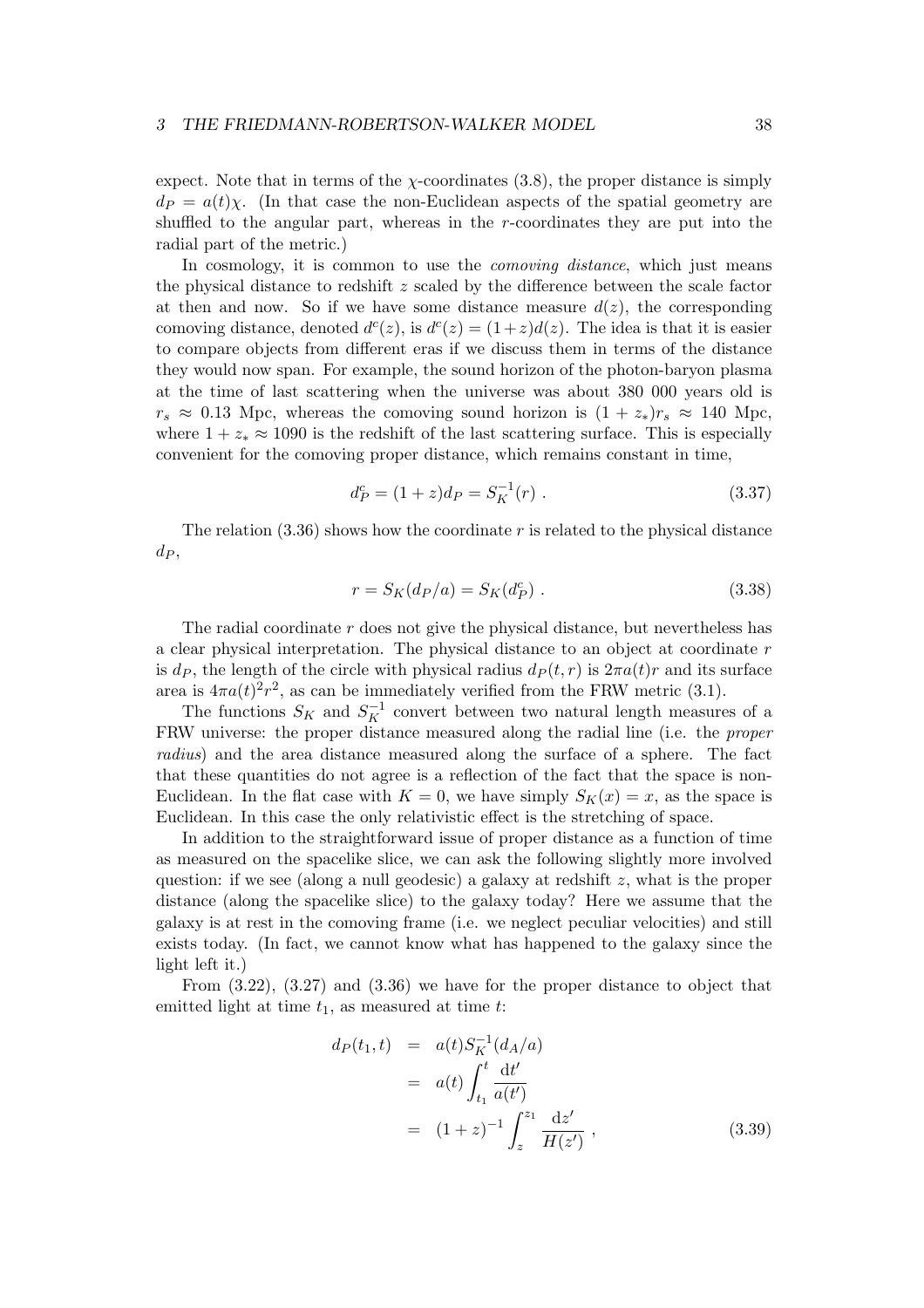expect. Note that in terms of the $\chi$-coordinates (3.8), the proper distance is simply $d_P = a(t)\chi$. (In that case the non-Euclidean aspects of the spatial geometry are shuffled to the angular part, whereas in the $r$-coordinates they are put into the radial part of the metric.)

In cosmology, it is common to use the *comoving distance*, which just means the physical distance to redshift $z$ scaled by the difference between the scale factor at then and now. So if we have some distance measure $d(z)$, the corresponding comoving distance, denoted $d^c(z)$, is $d^c(z) = (1+z)d(z)$. The idea is that it is easier to compare objects from different eras if we discuss them in terms of the distance they would now span. For example, the sound horizon of the photon-baryon plasma at the time of last scattering when the universe was about 380 000 years old is $r_s \approx 0.13$ Mpc, whereas the comoving sound horizon is $(1+z_*)r_s \approx 140$ Mpc, where $1 + z_* \approx 1090$ is the redshift of the last scattering surface. This is especially convenient for the comoving proper distance, which remains constant in time,

$$d_P^c = (1+z)d_P = S_K^{-1}(r) \ . \tag{3.37}$$

The relation (3.36) shows how the coordinate $r$ is related to the physical distance $d_P$,

$$r = S_K(d_P/a) = S_K(d_P^c) \ . \tag{3.38}$$

The radial coordinate $r$ does not give the physical distance, but nevertheless has a clear physical interpretation. The physical distance to an object at coordinate $r$ is $d_P$, the length of the circle with physical radius $d_P(t,r)$ is $2\pi a(t)r$ and its surface area is $4\pi a(t)^2 r^2$, as can be immediately verified from the FRW metric (3.1).

The functions $S_K$ and $S_K^{-1}$ convert between two natural length measures of a FRW universe: the proper distance measured along the radial line (i.e. the *proper radius*) and the area distance measured along the surface of a sphere. The fact that these quantities do not agree is a reflection of the fact that the space is non-Euclidean. In the flat case with $K = 0$, we have simply $S_K(x) = x$, as the space is Euclidean. In this case the only relativistic effect is the stretching of space.

In addition to the straightforward issue of proper distance as a function of time as measured on the spacelike slice, we can ask the following slightly more involved question: if we see (along a null geodesic) a galaxy at redshift $z$, what is the proper distance (along the spacelike slice) to the galaxy today? Here we assume that the galaxy is at rest in the comoving frame (i.e. we neglect peculiar velocities) and still exists today. (In fact, we cannot know what has happened to the galaxy since the light left it.)

From (3.22), (3.27) and (3.36) we have for the proper distance to object that emitted light at time $t_1$, as measured at time $t$:

$$\begin{aligned} d_P(t_1, t) &= a(t) S_K^{-1}(d_A/a) \\ &= a(t) \int_{t_1}^{t} \frac{\mathrm{d}t'}{a(t')} \\ &= (1+z)^{-1} \int_{z}^{z_1} \frac{\mathrm{d}z'}{H(z')} \ , \end{aligned} \tag{3.39}$$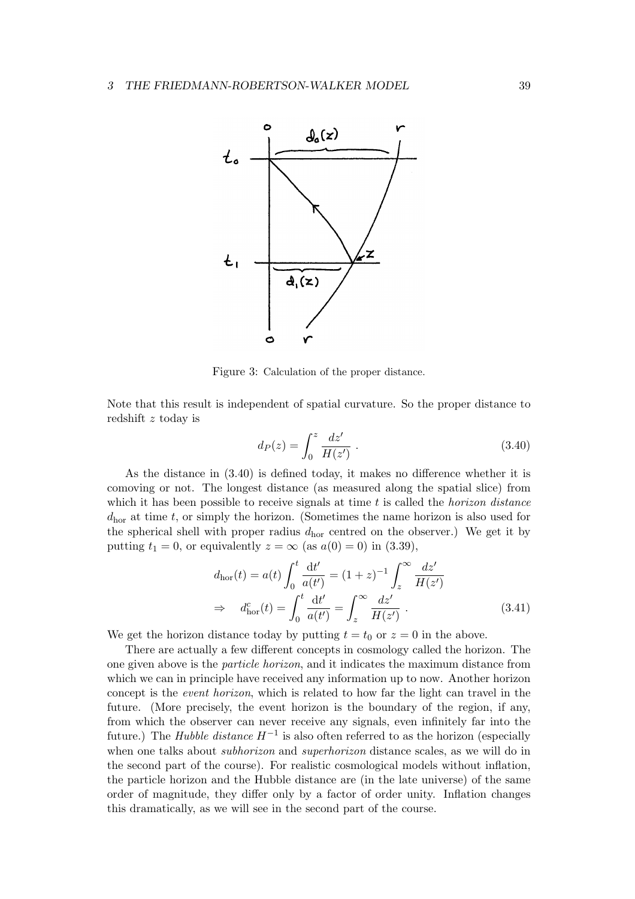Figure 3: Calculation of the proper distance.

Note that this result is independent of spatial curvature. So the proper distance to redshift $z$ today is

$$d_P(z) = \int_0^z \frac{dz'}{H(z')} \, . \tag{3.40}$$

As the distance in (3.40) is defined today, it makes no difference whether it is comoving or not. The longest distance (as measured along the spatial slice) from which it has been possible to receive signals at time $t$ is called the *horizon distance* $d_{\rm hor}$ at time $t$, or simply the horizon. (Sometimes the name horizon is also used for the spherical shell with proper radius $d_{\rm hor}$ centred on the observer.) We get it by putting $t_1 = 0$, or equivalently $z = \infty$ (as $a(0) = 0$) in (3.39),

$$\begin{aligned} d_{\rm hor}(t) &= a(t) \int_0^t \frac{\mathrm{d}t'}{a(t')} = (1+z)^{-1} \int_z^\infty \frac{dz'}{H(z')} \\ \Rightarrow \quad d^c_{\rm hor}(t) &= \int_0^t \frac{\mathrm{d}t'}{a(t')} = \int_z^\infty \frac{dz'}{H(z')} \, . \end{aligned} \tag{3.41}$$

We get the horizon distance today by putting $t = t_0$ or $z = 0$ in the above.

There are actually a few different concepts in cosmology called the horizon. The one given above is the *particle horizon*, and it indicates the maximum distance from which we can in principle have received any information up to now. Another horizon concept is the *event horizon*, which is related to how far the light can travel in the future. (More precisely, the event horizon is the boundary of the region, if any, from which the observer can never receive any signals, even infinitely far into the future.) The *Hubble distance* $H^{-1}$ is also often referred to as the horizon (especially when one talks about *subhorizon* and *superhorizon* distance scales, as we will do in the second part of the course). For realistic cosmological models without inflation, the particle horizon and the Hubble distance are (in the late universe) of the same order of magnitude, they differ only by a factor of order unity. Inflation changes this dramatically, as we will see in the second part of the course.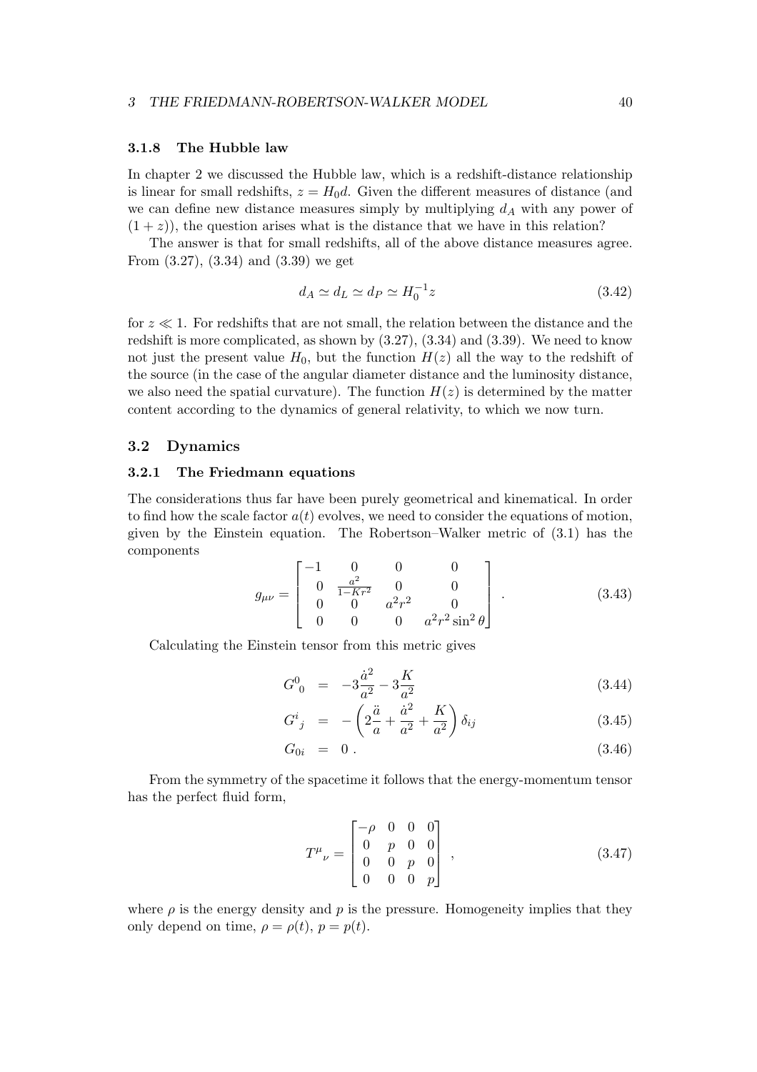### 3.1.8 The Hubble law

In chapter 2 we discussed the Hubble law, which is a redshift-distance relationship is linear for small redshifts, $z = H_0 d$. Given the different measures of distance (and we can define new distance measures simply by multiplying $d_A$ with any power of $(1+z)$), the question arises what is the distance that we have in this relation?

The answer is that for small redshifts, all of the above distance measures agree. From (3.27), (3.34) and (3.39) we get

$$d_A \simeq d_L \simeq d_P \simeq H_0^{-1} z \tag{3.42}$$

for $z \ll 1$. For redshifts that are not small, the relation between the distance and the redshift is more complicated, as shown by (3.27), (3.34) and (3.39). We need to know not just the present value $H_0$, but the function $H(z)$ all the way to the redshift of the source (in the case of the angular diameter distance and the luminosity distance, we also need the spatial curvature). The function $H(z)$ is determined by the matter content according to the dynamics of general relativity, to which we now turn.

## 3.2 Dynamics

### 3.2.1 The Friedmann equations

The considerations thus far have been purely geometrical and kinematical. In order to find how the scale factor $a(t)$ evolves, we need to consider the equations of motion, given by the Einstein equation. The Robertson–Walker metric of (3.1) has the components

$$g_{\mu\nu} = \begin{bmatrix} -1 & 0 & 0 & 0 \\ 0 & \frac{a^2}{1-Kr^2} & 0 & 0 \\ 0 & 0 & a^2 r^2 & 0 \\ 0 & 0 & 0 & a^2 r^2 \sin^2\theta \end{bmatrix} . \tag{3.43}$$

Calculating the Einstein tensor from this metric gives

$$G^0{}_0 = -3\frac{\dot{a}^2}{a^2} - 3\frac{K}{a^2} \tag{3.44}$$

$$G^i{}_j = -\left(2\frac{\ddot{a}}{a} + \frac{\dot{a}^2}{a^2} + \frac{K}{a^2}\right)\delta_{ij} \tag{3.45}$$

$$G_{0i} = 0 . \tag{3.46}$$

From the symmetry of the spacetime it follows that the energy-momentum tensor has the perfect fluid form,

$$T^\mu{}_\nu = \begin{bmatrix} -\rho & 0 & 0 & 0 \\ 0 & p & 0 & 0 \\ 0 & 0 & p & 0 \\ 0 & 0 & 0 & p \end{bmatrix} , \tag{3.47}$$

where $\rho$ is the energy density and $p$ is the pressure. Homogeneity implies that they only depend on time, $\rho = \rho(t)$, $p = p(t)$.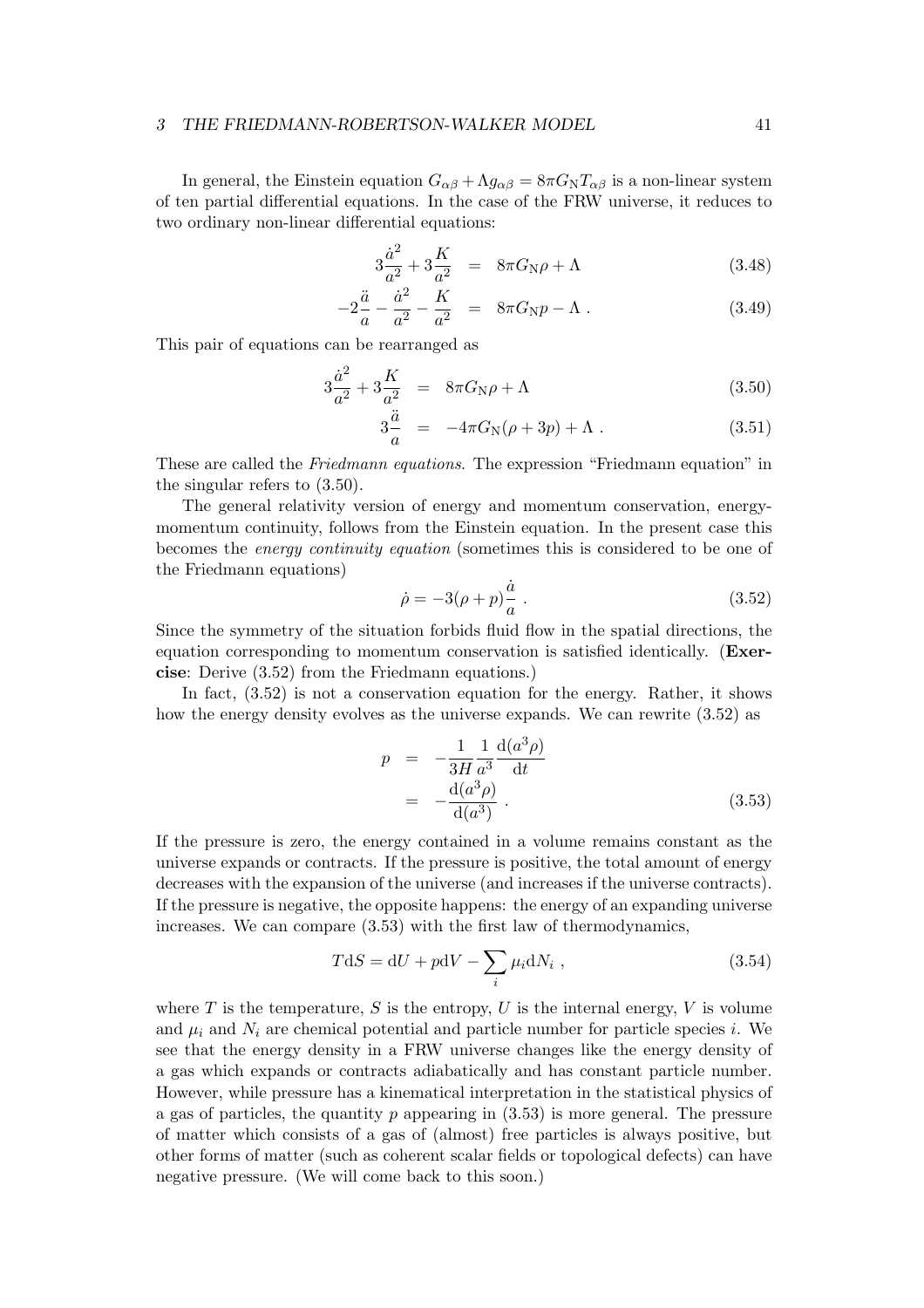In general, the Einstein equation $G_{\alpha\beta} + \Lambda g_{\alpha\beta} = 8\pi G_{\mathrm{N}} T_{\alpha\beta}$ is a non-linear system of ten partial differential equations. In the case of the FRW universe, it reduces to two ordinary non-linear differential equations:

$$
\begin{aligned}
3\frac{\dot{a}^2}{a^2} + 3\frac{K}{a^2} &= 8\pi G_{\mathrm{N}}\rho + \Lambda & (3.48)\\
-2\frac{\ddot{a}}{a} - \frac{\dot{a}^2}{a^2} - \frac{K}{a^2} &= 8\pi G_{\mathrm{N}} p - \Lambda \; . & (3.49)
\end{aligned}
$$

This pair of equations can be rearranged as

$$
\begin{aligned}
3\frac{\dot{a}^2}{a^2} + 3\frac{K}{a^2} &= 8\pi G_{\mathrm{N}}\rho + \Lambda & (3.50)\\
3\frac{\ddot{a}}{a} &= -4\pi G_{\mathrm{N}}(\rho + 3p) + \Lambda \; . & (3.51)
\end{aligned}
$$

These are called the *Friedmann equations*. The expression "Friedmann equation" in the singular refers to (3.50).

The general relativity version of energy and momentum conservation, energy-momentum continuity, follows from the Einstein equation. In the present case this becomes the *energy continuity equation* (sometimes this is considered to be one of the Friedmann equations)

$$
\dot{\rho} = -3(\rho + p)\frac{\dot{a}}{a} \; . \tag{3.52}
$$

Since the symmetry of the situation forbids fluid flow in the spatial directions, the equation corresponding to momentum conservation is satisfied identically. (**Exercise**: Derive (3.52) from the Friedmann equations.)

In fact, (3.52) is not a conservation equation for the energy. Rather, it shows how the energy density evolves as the universe expands. We can rewrite (3.52) as

$$
\begin{aligned}
p &= -\frac{1}{3H}\frac{1}{a^3}\frac{\mathrm{d}(a^3\rho)}{\mathrm{d}t}\\
&= -\frac{\mathrm{d}(a^3\rho)}{\mathrm{d}(a^3)} \; . 
\end{aligned} \tag{3.53}
$$

If the pressure is zero, the energy contained in a volume remains constant as the universe expands or contracts. If the pressure is positive, the total amount of energy decreases with the expansion of the universe (and increases if the universe contracts). If the pressure is negative, the opposite happens: the energy of an expanding universe increases. We can compare (3.53) with the first law of thermodynamics,

$$
T\mathrm{d}S = \mathrm{d}U + p\mathrm{d}V - \sum_i \mu_i \mathrm{d}N_i \; , \tag{3.54}
$$

where $T$ is the temperature, $S$ is the entropy, $U$ is the internal energy, $V$ is volume and $\mu_i$ and $N_i$ are chemical potential and particle number for particle species $i$. We see that the energy density in a FRW universe changes like the energy density of a gas which expands or contracts adiabatically and has constant particle number. However, while pressure has a kinematical interpretation in the statistical physics of a gas of particles, the quantity $p$ appearing in (3.53) is more general. The pressure of matter which consists of a gas of (almost) free particles is always positive, but other forms of matter (such as coherent scalar fields or topological defects) can have negative pressure. (We will come back to this soon.)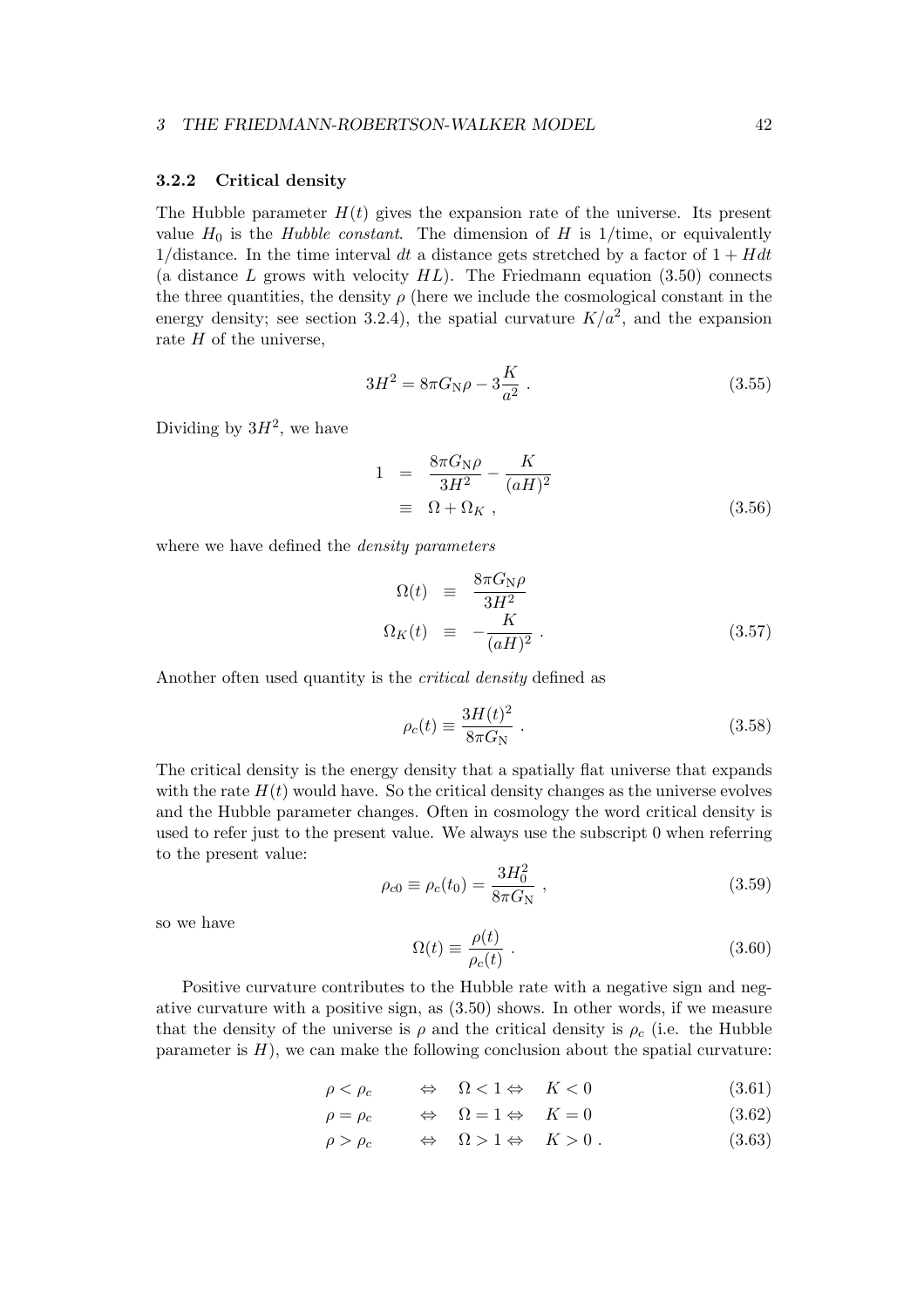### 3.2.2 Critical density

The Hubble parameter $H(t)$ gives the expansion rate of the universe. Its present value $H_0$ is the *Hubble constant*. The dimension of $H$ is 1/time, or equivalently 1/distance. In the time interval $dt$ a distance gets stretched by a factor of $1 + Hdt$ (a distance $L$ grows with velocity $HL$). The Friedmann equation (3.50) connects the three quantities, the density $\rho$ (here we include the cosmological constant in the energy density; see section 3.2.4), the spatial curvature $K/a^2$, and the expansion rate $H$ of the universe,

$$3H^2 = 8\pi G_\mathrm{N}\rho - 3\frac{K}{a^2} \; . \tag{3.55}$$

Dividing by $3H^2$, we have

$$\begin{aligned} 1 &= \frac{8\pi G_\mathrm{N}\rho}{3H^2} - \frac{K}{(aH)^2} \\ &\equiv \Omega + \Omega_K \; , \end{aligned} \tag{3.56}$$

where we have defined the *density parameters*

$$\begin{aligned} \Omega(t) &\equiv \frac{8\pi G_\mathrm{N}\rho}{3H^2} \\ \Omega_K(t) &\equiv -\frac{K}{(aH)^2} \; . \end{aligned} \tag{3.57}$$

Another often used quantity is the *critical density* defined as

$$\rho_c(t) \equiv \frac{3H(t)^2}{8\pi G_\mathrm{N}} \; . \tag{3.58}$$

The critical density is the energy density that a spatially flat universe that expands with the rate $H(t)$ would have. So the critical density changes as the universe evolves and the Hubble parameter changes. Often in cosmology the word critical density is used to refer just to the present value. We always use the subscript 0 when referring to the present value:

$$\rho_{c0} \equiv \rho_c(t_0) = \frac{3H_0^2}{8\pi G_\mathrm{N}} \; , \tag{3.59}$$

so we have

$$\Omega(t) \equiv \frac{\rho(t)}{\rho_c(t)} \; . \tag{3.60}$$

Positive curvature contributes to the Hubble rate with a negative sign and negative curvature with a positive sign, as (3.50) shows. In other words, if we measure that the density of the universe is $\rho$ and the critical density is $\rho_c$ (i.e. the Hubble parameter is $H$), we can make the following conclusion about the spatial curvature:

$$\rho < \rho_c \quad \Leftrightarrow \quad \Omega < 1 \Leftrightarrow \quad K < 0 \tag{3.61}$$

$$\rho = \rho_c \quad \Leftrightarrow \quad \Omega = 1 \Leftrightarrow \quad K = 0 \tag{3.62}$$

$$\rho > \rho_c \quad \Leftrightarrow \quad \Omega > 1 \Leftrightarrow \quad K > 0 \; . \tag{3.63}$$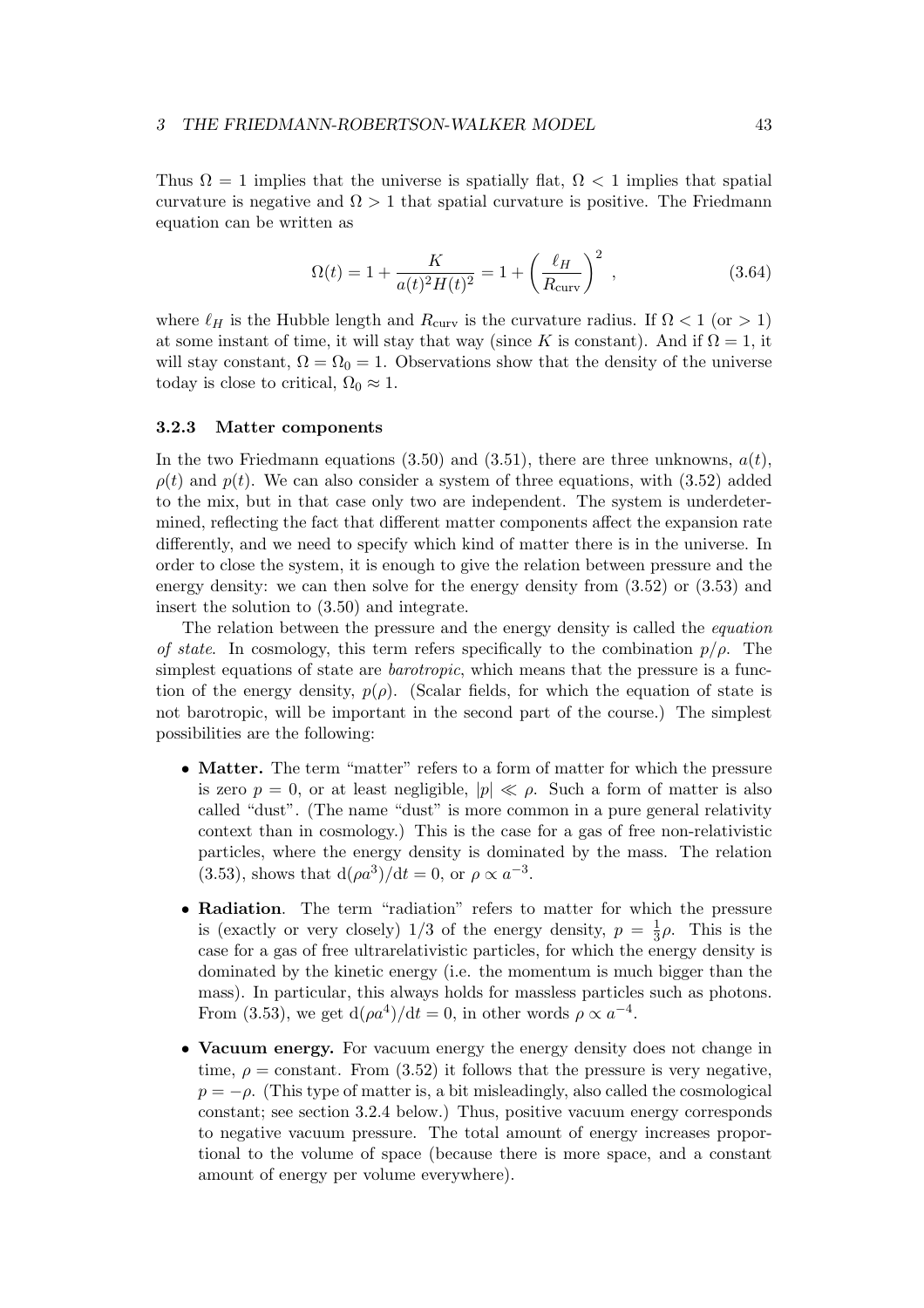Thus $\Omega = 1$ implies that the universe is spatially flat, $\Omega < 1$ implies that spatial curvature is negative and $\Omega > 1$ that spatial curvature is positive. The Friedmann equation can be written as

$$\Omega(t) = 1 + \frac{K}{a(t)^2 H(t)^2} = 1 + \left(\frac{\ell_H}{R_{\rm curv}}\right)^2 , \tag{3.64}$$

where $\ell_H$ is the Hubble length and $R_{\rm curv}$ is the curvature radius. If $\Omega < 1$ (or $> 1$) at some instant of time, it will stay that way (since $K$ is constant). And if $\Omega = 1$, it will stay constant, $\Omega = \Omega_0 = 1$. Observations show that the density of the universe today is close to critical, $\Omega_0 \approx 1$.

### 3.2.3 Matter components

In the two Friedmann equations (3.50) and (3.51), there are three unknowns, $a(t)$, $\rho(t)$ and $p(t)$. We can also consider a system of three equations, with (3.52) added to the mix, but in that case only two are independent. The system is underdetermined, reflecting the fact that different matter components affect the expansion rate differently, and we need to specify which kind of matter there is in the universe. In order to close the system, it is enough to give the relation between pressure and the energy density: we can then solve for the energy density from (3.52) or (3.53) and insert the solution to (3.50) and integrate.

The relation between the pressure and the energy density is called the *equation of state*. In cosmology, this term refers specifically to the combination $p/\rho$. The simplest equations of state are *barotropic*, which means that the pressure is a function of the energy density, $p(\rho)$. (Scalar fields, for which the equation of state is not barotropic, will be important in the second part of the course.) The simplest possibilities are the following:

- **Matter.** The term "matter" refers to a form of matter for which the pressure is zero $p = 0$, or at least negligible, $|p| \ll \rho$. Such a form of matter is also called "dust". (The name "dust" is more common in a pure general relativity context than in cosmology.) This is the case for a gas of free non-relativistic particles, where the energy density is dominated by the mass. The relation (3.53), shows that $\mathrm{d}(\rho a^3)/\mathrm{d}t = 0$, or $\rho \propto a^{-3}$.

- **Radiation**. The term "radiation" refers to matter for which the pressure is (exactly or very closely) 1/3 of the energy density, $p = \frac{1}{3}\rho$. This is the case for a gas of free ultrarelativistic particles, for which the energy density is dominated by the kinetic energy (i.e. the momentum is much bigger than the mass). In particular, this always holds for massless particles such as photons. From (3.53), we get $\mathrm{d}(\rho a^4)/\mathrm{d}t = 0$, in other words $\rho \propto a^{-4}$.

- **Vacuum energy.** For vacuum energy the energy density does not change in time, $\rho =$ constant. From (3.52) it follows that the pressure is very negative, $p = -\rho$. (This type of matter is, a bit misleadingly, also called the cosmological constant; see section 3.2.4 below.) Thus, positive vacuum energy corresponds to negative vacuum pressure. The total amount of energy increases proportional to the volume of space (because there is more space, and a constant amount of energy per volume everywhere).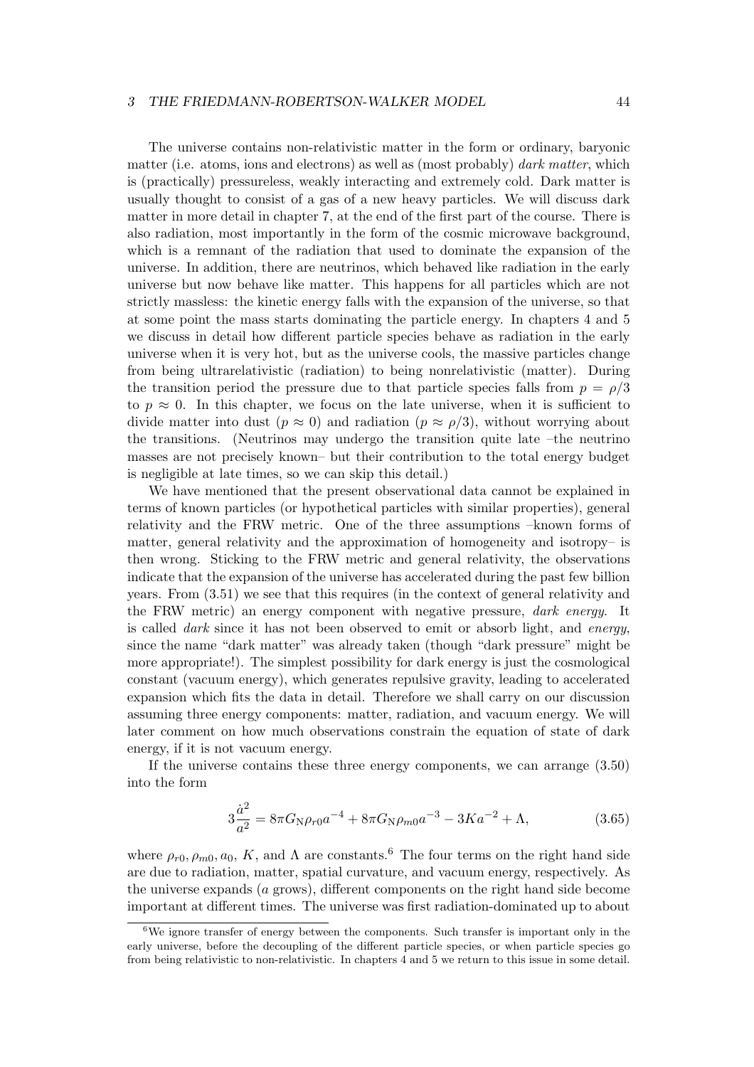The universe contains non-relativistic matter in the form or ordinary, baryonic matter (i.e. atoms, ions and electrons) as well as (most probably) *dark matter*, which is (practically) pressureless, weakly interacting and extremely cold. Dark matter is usually thought to consist of a gas of a new heavy particles. We will discuss dark matter in more detail in chapter 7, at the end of the first part of the course. There is also radiation, most importantly in the form of the cosmic microwave background, which is a remnant of the radiation that used to dominate the expansion of the universe. In addition, there are neutrinos, which behaved like radiation in the early universe but now behave like matter. This happens for all particles which are not strictly massless: the kinetic energy falls with the expansion of the universe, so that at some point the mass starts dominating the particle energy. In chapters 4 and 5 we discuss in detail how different particle species behave as radiation in the early universe when it is very hot, but as the universe cools, the massive particles change from being ultrarelativistic (radiation) to being nonrelativistic (matter). During the transition period the pressure due to that particle species falls from $p = \rho/3$ to $p \approx 0$. In this chapter, we focus on the late universe, when it is sufficient to divide matter into dust ($p \approx 0$) and radiation ($p \approx \rho/3$), without worrying about the transitions. (Neutrinos may undergo the transition quite late –the neutrino masses are not precisely known– but their contribution to the total energy budget is negligible at late times, so we can skip this detail.)

We have mentioned that the present observational data cannot be explained in terms of known particles (or hypothetical particles with similar properties), general relativity and the FRW metric. One of the three assumptions –known forms of matter, general relativity and the approximation of homogeneity and isotropy– is then wrong. Sticking to the FRW metric and general relativity, the observations indicate that the expansion of the universe has accelerated during the past few billion years. From (3.51) we see that this requires (in the context of general relativity and the FRW metric) an energy component with negative pressure, *dark energy*. It is called *dark* since it has not been observed to emit or absorb light, and *energy*, since the name "dark matter" was already taken (though "dark pressure" might be more appropriate!). The simplest possibility for dark energy is just the cosmological constant (vacuum energy), which generates repulsive gravity, leading to accelerated expansion which fits the data in detail. Therefore we shall carry on our discussion assuming three energy components: matter, radiation, and vacuum energy. We will later comment on how much observations constrain the equation of state of dark energy, if it is not vacuum energy.

If the universe contains these three energy components, we can arrange (3.50) into the form

$$3\frac{\dot{a}^2}{a^2} = 8\pi G_{\rm N}\rho_{r0}a^{-4} + 8\pi G_{\rm N}\rho_{m0}a^{-3} - 3Ka^{-2} + \Lambda, \tag{3.65}$$

where $\rho_{r0}, \rho_{m0}, a_0$, $K$, and $\Lambda$ are constants.[6] The four terms on the right hand side are due to radiation, matter, spatial curvature, and vacuum energy, respectively. As the universe expands ($a$ grows), different components on the right hand side become important at different times. The universe was first radiation-dominated up to about

[6] We ignore transfer of energy between the components. Such transfer is important only in the early universe, before the decoupling of the different particle species, or when particle species go from being relativistic to non-relativistic. In chapters 4 and 5 we return to this issue in some detail.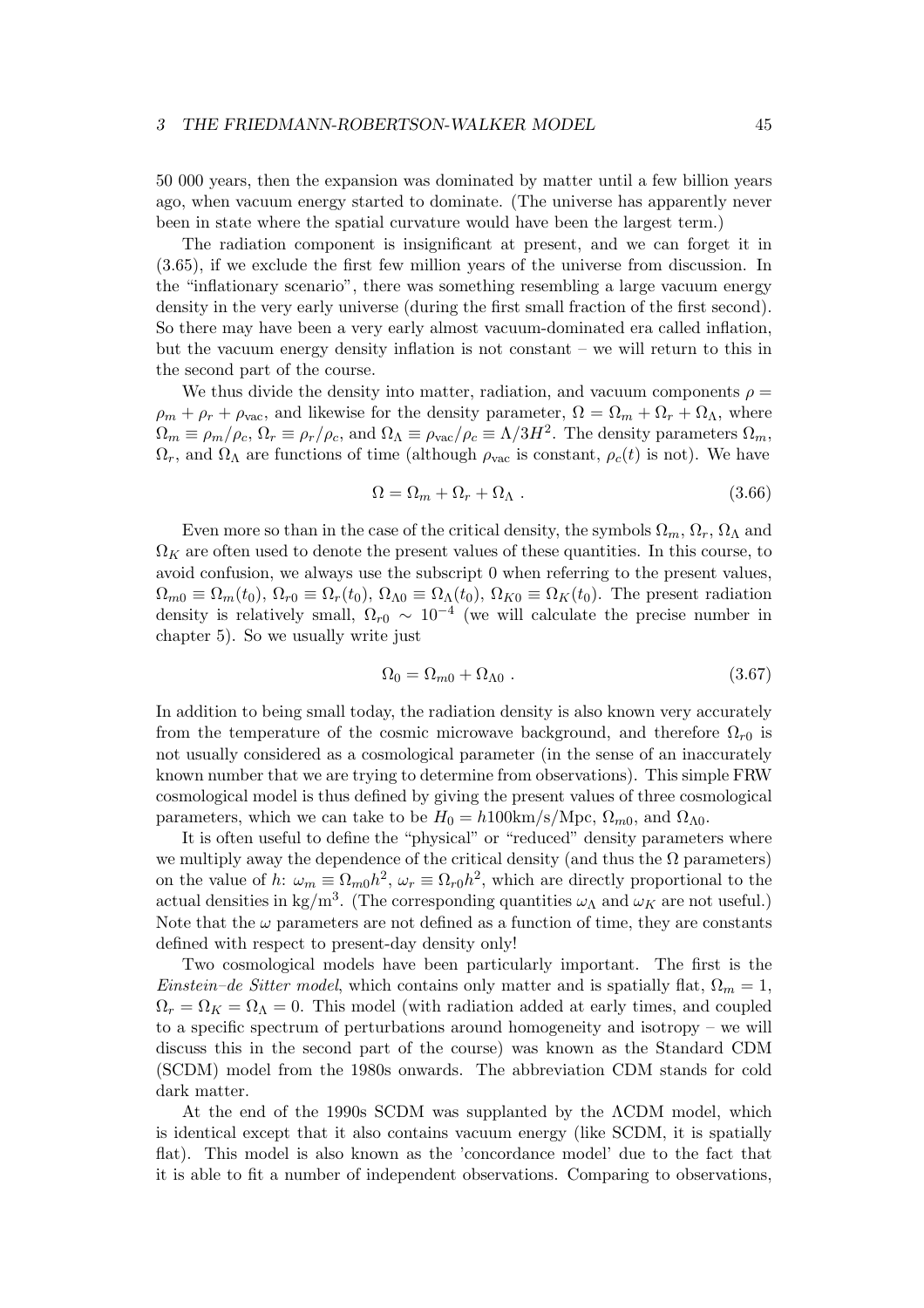50 000 years, then the expansion was dominated by matter until a few billion years ago, when vacuum energy started to dominate. (The universe has apparently never been in state where the spatial curvature would have been the largest term.)

The radiation component is insignificant at present, and we can forget it in (3.65), if we exclude the first few million years of the universe from discussion. In the "inflationary scenario", there was something resembling a large vacuum energy density in the very early universe (during the first small fraction of the first second). So there may have been a very early almost vacuum-dominated era called inflation, but the vacuum energy density inflation is not constant – we will return to this in the second part of the course.

We thus divide the density into matter, radiation, and vacuum components $\rho = \rho_m + \rho_r + \rho_{\rm vac}$, and likewise for the density parameter, $\Omega = \Omega_m + \Omega_r + \Omega_\Lambda$, where $\Omega_m \equiv \rho_m/\rho_c$, $\Omega_r \equiv \rho_r/\rho_c$, and $\Omega_\Lambda \equiv \rho_{\rm vac}/\rho_c \equiv \Lambda/3H^2$. The density parameters $\Omega_m$, $\Omega_r$, and $\Omega_\Lambda$ are functions of time (although $\rho_{\rm vac}$ is constant, $\rho_c(t)$ is not). We have

$$\Omega = \Omega_m + \Omega_r + \Omega_\Lambda \; . \tag{3.66}$$

Even more so than in the case of the critical density, the symbols $\Omega_m$, $\Omega_r$, $\Omega_\Lambda$ and $\Omega_K$ are often used to denote the present values of these quantities. In this course, to avoid confusion, we always use the subscript 0 when referring to the present values, $\Omega_{m0} \equiv \Omega_m(t_0)$, $\Omega_{r0} \equiv \Omega_r(t_0)$, $\Omega_{\Lambda 0} \equiv \Omega_\Lambda(t_0)$, $\Omega_{K0} \equiv \Omega_K(t_0)$. The present radiation density is relatively small, $\Omega_{r0} \sim 10^{-4}$ (we will calculate the precise number in chapter 5). So we usually write just

$$\Omega_0 = \Omega_{m0} + \Omega_{\Lambda 0} \; . \tag{3.67}$$

In addition to being small today, the radiation density is also known very accurately from the temperature of the cosmic microwave background, and therefore $\Omega_{r0}$ is not usually considered as a cosmological parameter (in the sense of an inaccurately known number that we are trying to determine from observations). This simple FRW cosmological model is thus defined by giving the present values of three cosmological parameters, which we can take to be $H_0 = h100\text{km/s/Mpc}$, $\Omega_{m0}$, and $\Omega_{\Lambda 0}$.

It is often useful to define the "physical" or "reduced" density parameters where we multiply away the dependence of the critical density (and thus the $\Omega$ parameters) on the value of $h$: $\omega_m \equiv \Omega_{m0}h^2$, $\omega_r \equiv \Omega_{r0}h^2$, which are directly proportional to the actual densities in kg/m$^3$. (The corresponding quantities $\omega_\Lambda$ and $\omega_K$ are not useful.) Note that the $\omega$ parameters are not defined as a function of time, they are constants defined with respect to present-day density only!

Two cosmological models have been particularly important. The first is the *Einstein–de Sitter model*, which contains only matter and is spatially flat, $\Omega_m = 1$, $\Omega_r = \Omega_K = \Omega_\Lambda = 0$. This model (with radiation added at early times, and coupled to a specific spectrum of perturbations around homogeneity and isotropy – we will discuss this in the second part of the course) was known as the Standard CDM (SCDM) model from the 1980s onwards. The abbreviation CDM stands for cold dark matter.

At the end of the 1990s SCDM was supplanted by the ΛCDM model, which is identical except that it also contains vacuum energy (like SCDM, it is spatially flat). This model is also known as the 'concordance model' due to the fact that it is able to fit a number of independent observations. Comparing to observations,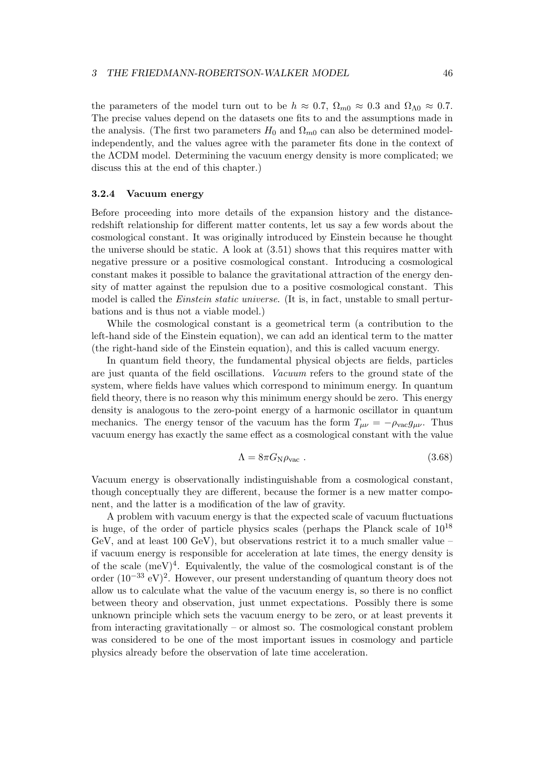the parameters of the model turn out to be $h \approx 0.7$, $\Omega_{m0} \approx 0.3$ and $\Omega_{\Lambda 0} \approx 0.7$. The precise values depend on the datasets one fits to and the assumptions made in the analysis. (The first two parameters $H_0$ and $\Omega_{m0}$ can also be determined model-independently, and the values agree with the parameter fits done in the context of the ΛCDM model. Determining the vacuum energy density is more complicated; we discuss this at the end of this chapter.)

### 3.2.4 Vacuum energy

Before proceeding into more details of the expansion history and the distance-redshift relationship for different matter contents, let us say a few words about the cosmological constant. It was originally introduced by Einstein because he thought the universe should be static. A look at (3.51) shows that this requires matter with negative pressure or a positive cosmological constant. Introducing a cosmological constant makes it possible to balance the gravitational attraction of the energy density of matter against the repulsion due to a positive cosmological constant. This model is called the *Einstein static universe*. (It is, in fact, unstable to small perturbations and is thus not a viable model.)

While the cosmological constant is a geometrical term (a contribution to the left-hand side of the Einstein equation), we can add an identical term to the matter (the right-hand side of the Einstein equation), and this is called vacuum energy.

In quantum field theory, the fundamental physical objects are fields, particles are just quanta of the field oscillations. *Vacuum* refers to the ground state of the system, where fields have values which correspond to minimum energy. In quantum field theory, there is no reason why this minimum energy should be zero. This energy density is analogous to the zero-point energy of a harmonic oscillator in quantum mechanics. The energy tensor of the vacuum has the form $T_{\mu\nu} = -\rho_{\mathrm{vac}} g_{\mu\nu}$. Thus vacuum energy has exactly the same effect as a cosmological constant with the value

$$\Lambda = 8\pi G_{\mathrm{N}} \rho_{\mathrm{vac}} \,. \tag{3.68}$$

Vacuum energy is observationally indistinguishable from a cosmological constant, though conceptually they are different, because the former is a new matter component, and the latter is a modification of the law of gravity.

A problem with vacuum energy is that the expected scale of vacuum fluctuations is huge, of the order of particle physics scales (perhaps the Planck scale of $10^{18}$ GeV, and at least 100 GeV), but observations restrict it to a much smaller value – if vacuum energy is responsible for acceleration at late times, the energy density is of the scale $(\mathrm{meV})^4$. Equivalently, the value of the cosmological constant is of the order $(10^{-33}\ \mathrm{eV})^2$. However, our present understanding of quantum theory does not allow us to calculate what the value of the vacuum energy is, so there is no conflict between theory and observation, just unmet expectations. Possibly there is some unknown principle which sets the vacuum energy to be zero, or at least prevents it from interacting gravitationally – or almost so. The cosmological constant problem was considered to be one of the most important issues in cosmology and particle physics already before the observation of late time acceleration.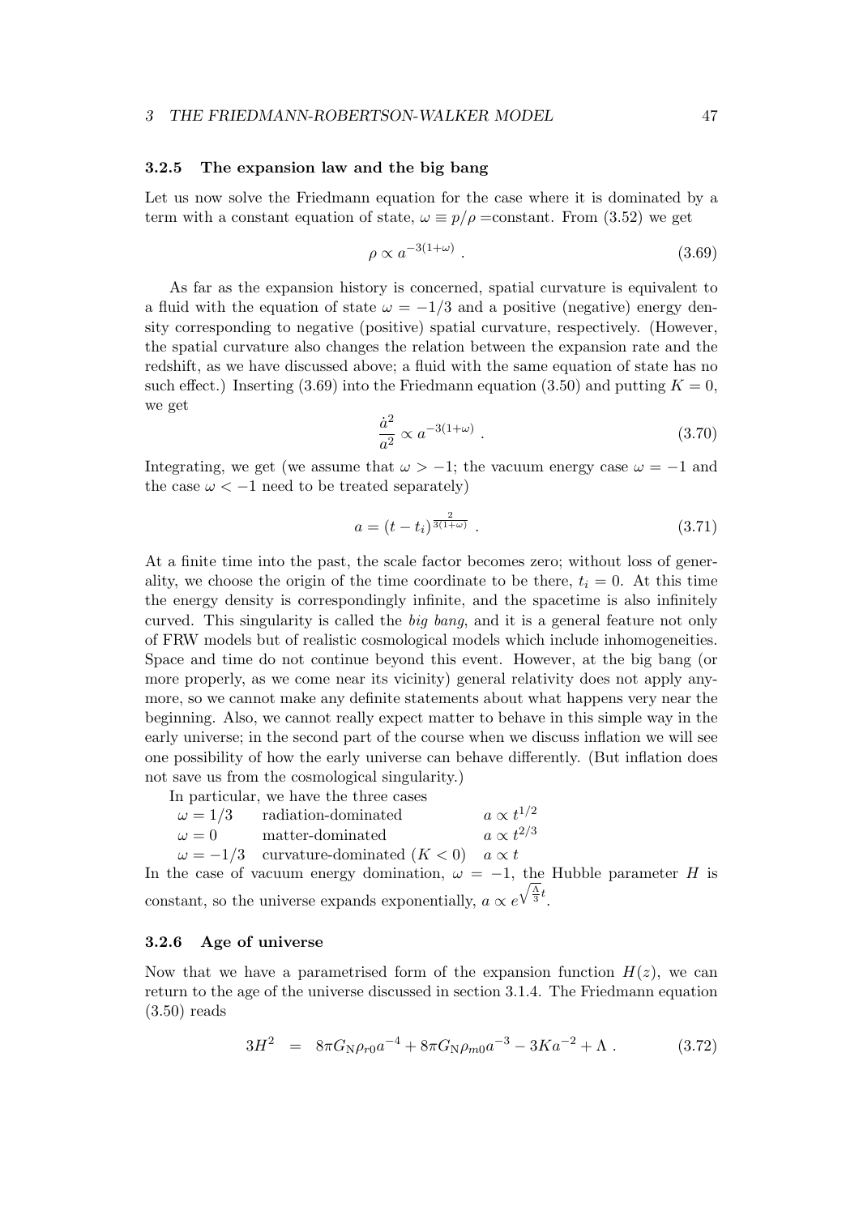### 3.2.5 The expansion law and the big bang

Let us now solve the Friedmann equation for the case where it is dominated by a term with a constant equation of state, $\omega \equiv p/\rho =$constant. From (3.52) we get

$$\rho \propto a^{-3(1+\omega)} . \tag{3.69}$$

As far as the expansion history is concerned, spatial curvature is equivalent to a fluid with the equation of state $\omega = -1/3$ and a positive (negative) energy density corresponding to negative (positive) spatial curvature, respectively. (However, the spatial curvature also changes the relation between the expansion rate and the redshift, as we have discussed above; a fluid with the same equation of state has no such effect.) Inserting (3.69) into the Friedmann equation (3.50) and putting $K = 0$, we get

$$\frac{\dot{a}^2}{a^2} \propto a^{-3(1+\omega)} . \tag{3.70}$$

Integrating, we get (we assume that $\omega > -1$; the vacuum energy case $\omega = -1$ and the case $\omega < -1$ need to be treated separately)

$$a = (t - t_i)^{\frac{2}{3(1+\omega)}} . \tag{3.71}$$

At a finite time into the past, the scale factor becomes zero; without loss of generality, we choose the origin of the time coordinate to be there, $t_i = 0$. At this time the energy density is correspondingly infinite, and the spacetime is also infinitely curved. This singularity is called the *big bang*, and it is a general feature not only of FRW models but of realistic cosmological models which include inhomogeneities. Space and time do not continue beyond this event. However, at the big bang (or more properly, as we come near its vicinity) general relativity does not apply anymore, so we cannot make any definite statements about what happens very near the beginning. Also, we cannot really expect matter to behave in this simple way in the early universe; in the second part of the course when we discuss inflation we will see one possibility of how the early universe can behave differently. (But inflation does not save us from the cosmological singularity.)

In particular, we have the three cases

| | | |
|---|---|---|
| $\omega = 1/3$ | radiation-dominated | $a \propto t^{1/2}$ |
| $\omega = 0$ | matter-dominated | $a \propto t^{2/3}$ |
| $\omega = -1/3$ | curvature-dominated ($K < 0$) | $a \propto t$ |

In the case of vacuum energy domination, $\omega = -1$, the Hubble parameter $H$ is constant, so the universe expands exponentially, $a \propto e^{\sqrt{\frac{\Lambda}{3}}t}$.

### 3.2.6 Age of universe

Now that we have a parametrised form of the expansion function $H(z)$, we can return to the age of the universe discussed in section 3.1.4. The Friedmann equation (3.50) reads

$$3H^2 = 8\pi G_{\rm N}\rho_{r0}a^{-4} + 8\pi G_{\rm N}\rho_{m0}a^{-3} - 3Ka^{-2} + \Lambda . \tag{3.72}$$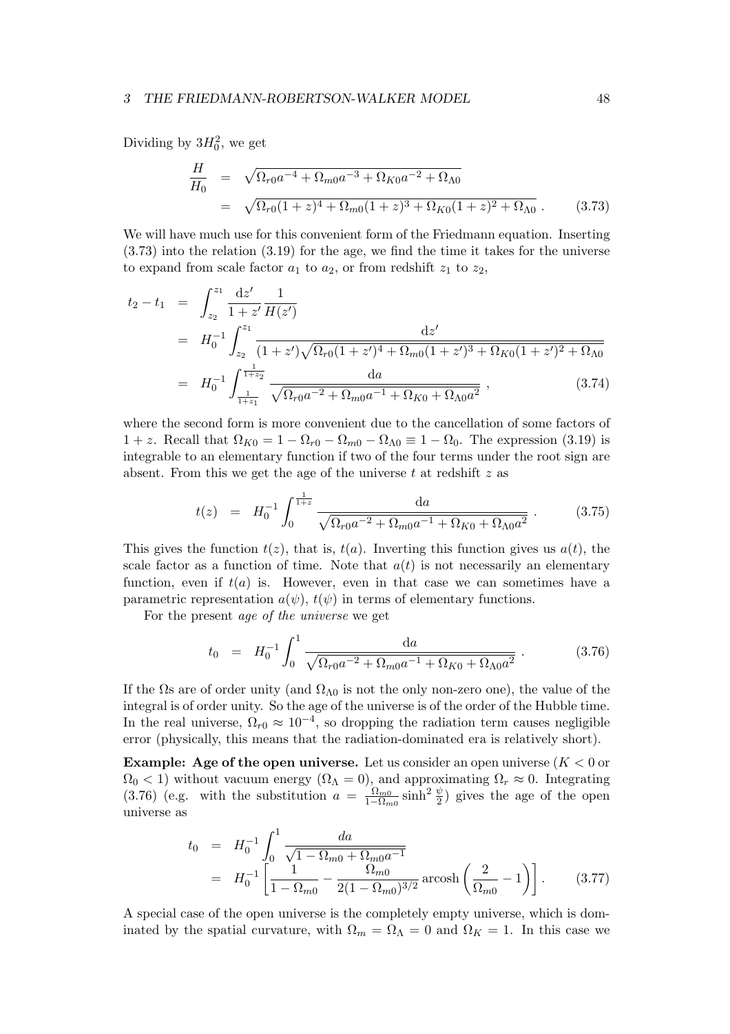Dividing by $3H_0^2$, we get

$$
\begin{aligned}
\frac{H}{H_0} &= \sqrt{\Omega_{r0}a^{-4} + \Omega_{m0}a^{-3} + \Omega_{K0}a^{-2} + \Omega_{\Lambda 0}} \\
&= \sqrt{\Omega_{r0}(1+z)^4 + \Omega_{m0}(1+z)^3 + \Omega_{K0}(1+z)^2 + \Omega_{\Lambda 0}} \,. \qquad (3.73)
\end{aligned}
$$

We will have much use for this convenient form of the Friedmann equation. Inserting (3.73) into the relation (3.19) for the age, we find the time it takes for the universe to expand from scale factor $a_1$ to $a_2$, or from redshift $z_1$ to $z_2$,

$$
\begin{aligned}
t_2 - t_1 &= \int_{z_2}^{z_1} \frac{\mathrm{d}z'}{1+z'} \frac{1}{H(z')} \\
&= H_0^{-1} \int_{z_2}^{z_1} \frac{\mathrm{d}z'}{(1+z')\sqrt{\Omega_{r0}(1+z')^4 + \Omega_{m0}(1+z')^3 + \Omega_{K0}(1+z')^2 + \Omega_{\Lambda 0}}} \\
&= H_0^{-1} \int_{\frac{1}{1+z_1}}^{\frac{1}{1+z_2}} \frac{\mathrm{d}a}{\sqrt{\Omega_{r0}a^{-2} + \Omega_{m0}a^{-1} + \Omega_{K0} + \Omega_{\Lambda 0}a^2}} \,, \qquad (3.74)
\end{aligned}
$$

where the second form is more convenient due to the cancellation of some factors of $1+z$. Recall that $\Omega_{K0} = 1 - \Omega_{r0} - \Omega_{m0} - \Omega_{\Lambda 0} \equiv 1 - \Omega_0$. The expression (3.19) is integrable to an elementary function if two of the four terms under the root sign are absent. From this we get the age of the universe $t$ at redshift $z$ as

$$
t(z) = H_0^{-1} \int_0^{\frac{1}{1+z}} \frac{\mathrm{d}a}{\sqrt{\Omega_{r0}a^{-2} + \Omega_{m0}a^{-1} + \Omega_{K0} + \Omega_{\Lambda 0}a^2}} \,. \qquad (3.75)
$$

This gives the function $t(z)$, that is, $t(a)$. Inverting this function gives us $a(t)$, the scale factor as a function of time. Note that $a(t)$ is not necessarily an elementary function, even if $t(a)$ is. However, even in that case we can sometimes have a parametric representation $a(\psi)$, $t(\psi)$ in terms of elementary functions.

For the present *age of the universe* we get

$$
t_0 = H_0^{-1} \int_0^1 \frac{\mathrm{d}a}{\sqrt{\Omega_{r0}a^{-2} + \Omega_{m0}a^{-1} + \Omega_{K0} + \Omega_{\Lambda 0}a^2}} \,. \qquad (3.76)
$$

If the $\Omega$s are of order unity (and $\Omega_{\Lambda 0}$ is not the only non-zero one), the value of the integral is of order unity. So the age of the universe is of the order of the Hubble time. In the real universe, $\Omega_{r0} \approx 10^{-4}$, so dropping the radiation term causes negligible error (physically, this means that the radiation-dominated era is relatively short).

**Example: Age of the open universe.** Let us consider an open universe ($K < 0$ or $\Omega_0 < 1$) without vacuum energy ($\Omega_\Lambda = 0$), and approximating $\Omega_r \approx 0$. Integrating (3.76) (e.g. with the substitution $a = \frac{\Omega_{m0}}{1-\Omega_{m0}} \sinh^2 \frac{\psi}{2}$) gives the age of the open universe as

$$
\begin{aligned}
t_0 &= H_0^{-1} \int_0^1 \frac{da}{\sqrt{1 - \Omega_{m0} + \Omega_{m0}a^{-1}}} \\
&= H_0^{-1} \left[ \frac{1}{1-\Omega_{m0}} - \frac{\Omega_{m0}}{2(1-\Omega_{m0})^{3/2}} \operatorname{arcosh}\left( \frac{2}{\Omega_{m0}} - 1 \right) \right] . \qquad (3.77)
\end{aligned}
$$

A special case of the open universe is the completely empty universe, which is dominated by the spatial curvature, with $\Omega_m = \Omega_\Lambda = 0$ and $\Omega_K = 1$. In this case we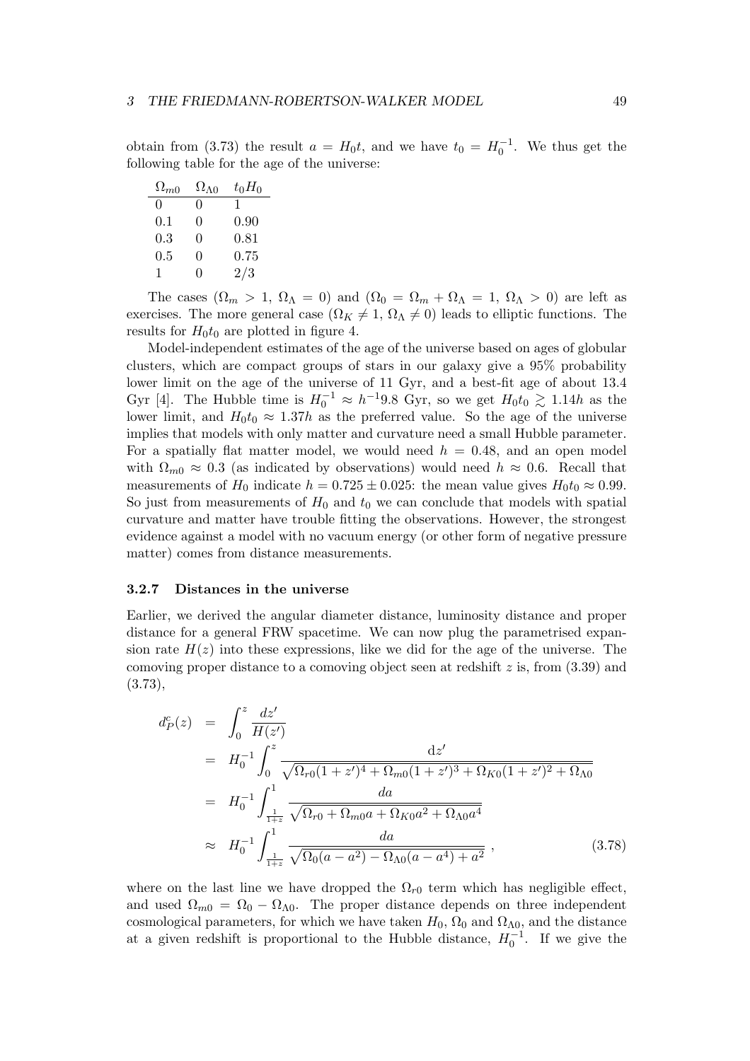obtain from (3.73) the result $a = H_0 t$, and we have $t_0 = H_0^{-1}$. We thus get the following table for the age of the universe:

| $\Omega_{m0}$ | $\Omega_{\Lambda 0}$ | $t_0 H_0$ |
|---|---|---|
| 0 | 0 | 1 |
| 0.1 | 0 | 0.90 |
| 0.3 | 0 | 0.81 |
| 0.5 | 0 | 0.75 |
| 1 | 0 | 2/3 |

The cases ($\Omega_m > 1$, $\Omega_\Lambda = 0$) and ($\Omega_0 = \Omega_m + \Omega_\Lambda = 1$, $\Omega_\Lambda > 0$) are left as exercises. The more general case ($\Omega_K \neq 1$, $\Omega_\Lambda \neq 0$) leads to elliptic functions. The results for $H_0 t_0$ are plotted in figure 4.

Model-independent estimates of the age of the universe based on ages of globular clusters, which are compact groups of stars in our galaxy give a 95% probability lower limit on the age of the universe of 11 Gyr, and a best-fit age of about 13.4 Gyr [4]. The Hubble time is $H_0^{-1} \approx h^{-1} 9.8$ Gyr, so we get $H_0 t_0 \gtrsim 1.14h$ as the lower limit, and $H_0 t_0 \approx 1.37h$ as the preferred value. So the age of the universe implies that models with only matter and curvature need a small Hubble parameter. For a spatially flat matter model, we would need $h = 0.48$, and an open model with $\Omega_{m0} \approx 0.3$ (as indicated by observations) would need $h \approx 0.6$. Recall that measurements of $H_0$ indicate $h = 0.725 \pm 0.025$: the mean value gives $H_0 t_0 \approx 0.99$. So just from measurements of $H_0$ and $t_0$ we can conclude that models with spatial curvature and matter have trouble fitting the observations. However, the strongest evidence against a model with no vacuum energy (or other form of negative pressure matter) comes from distance measurements.

### 3.2.7 Distances in the universe

Earlier, we derived the angular diameter distance, luminosity distance and proper distance for a general FRW spacetime. We can now plug the parametrised expansion rate $H(z)$ into these expressions, like we did for the age of the universe. The comoving proper distance to a comoving object seen at redshift $z$ is, from (3.39) and (3.73),

$$
\begin{aligned}
d_P^c(z) &= \int_0^z \frac{dz'}{H(z')} \\
&= H_0^{-1} \int_0^z \frac{\mathrm{d}z'}{\sqrt{\Omega_{r0}(1+z')^4 + \Omega_{m0}(1+z')^3 + \Omega_{K0}(1+z')^2 + \Omega_{\Lambda 0}}} \\
&= H_0^{-1} \int_{\frac{1}{1+z}}^1 \frac{da}{\sqrt{\Omega_{r0} + \Omega_{m0} a + \Omega_{K0} a^2 + \Omega_{\Lambda 0} a^4}} \\
&\approx H_0^{-1} \int_{\frac{1}{1+z}}^1 \frac{da}{\sqrt{\Omega_0 (a - a^2) - \Omega_{\Lambda 0}(a - a^4) + a^2}} \ ,
\end{aligned}
\tag{3.78}
$$

where on the last line we have dropped the $\Omega_{r0}$ term which has negligible effect, and used $\Omega_{m0} = \Omega_0 - \Omega_{\Lambda 0}$. The proper distance depends on three independent cosmological parameters, for which we have taken $H_0$, $\Omega_0$ and $\Omega_{\Lambda 0}$, and the distance at a given redshift is proportional to the Hubble distance, $H_0^{-1}$. If we give the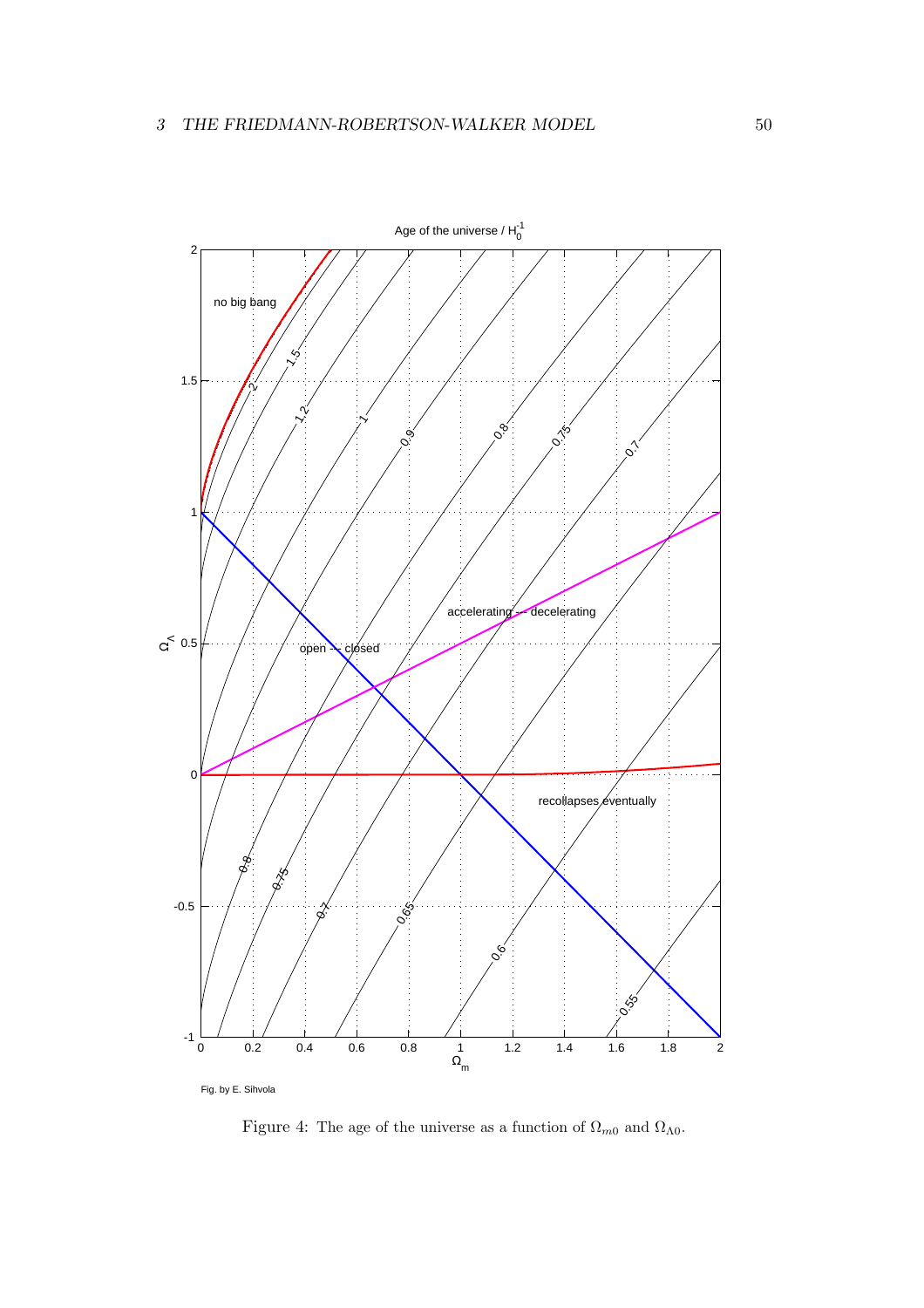Age of the universe / $H_0^{-1}$

no big bang

open -- closed

accelerating -- decelerating

recollapses eventually

Fig. by E. Sihvola

Figure 4: The age of the universe as a function of $\Omega_{m0}$ and $\Omega_{\Lambda 0}$.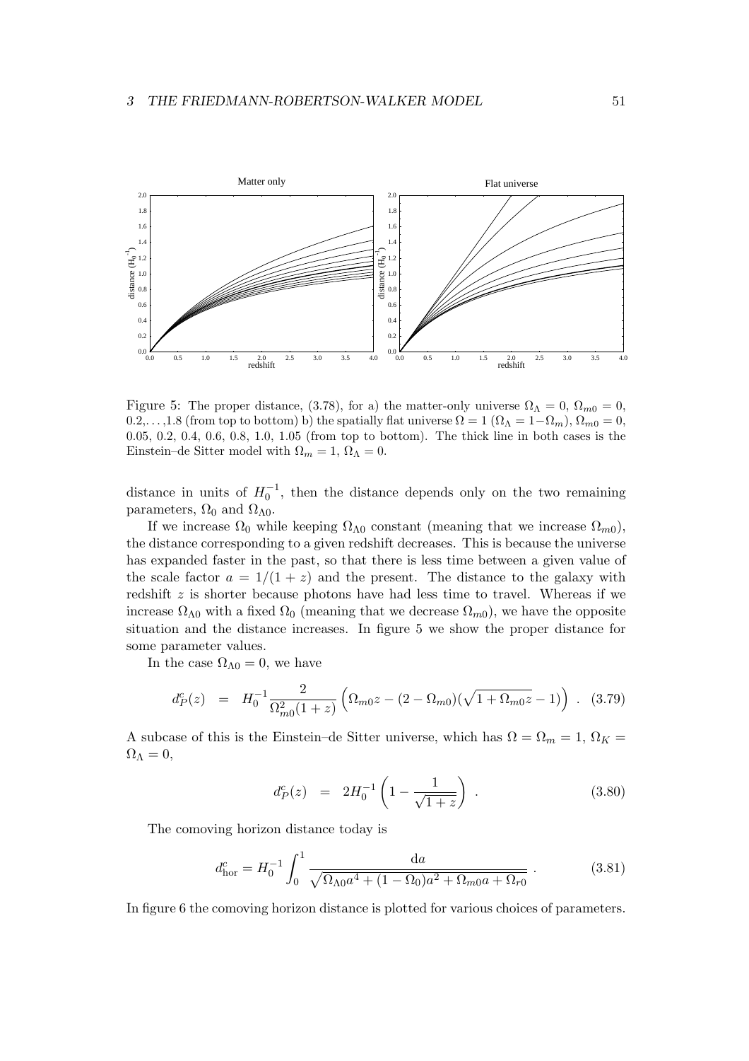Figure 5: The proper distance, (3.78), for a) the matter-only universe $\Omega_\Lambda = 0$, $\Omega_{m0} = 0$, 0.2,...,1.8 (from top to bottom) b) the spatially flat universe $\Omega = 1$ ($\Omega_\Lambda = 1 - \Omega_m$), $\Omega_{m0} = 0$, 0.05, 0.2, 0.4, 0.6, 0.8, 1.0, 1.05 (from top to bottom). The thick line in both cases is the Einstein–de Sitter model with $\Omega_m = 1$, $\Omega_\Lambda = 0$.

distance in units of $H_0^{-1}$, then the distance depends only on the two remaining parameters, $\Omega_0$ and $\Omega_{\Lambda 0}$.

If we increase $\Omega_0$ while keeping $\Omega_{\Lambda 0}$ constant (meaning that we increase $\Omega_{m0}$), the distance corresponding to a given redshift decreases. This is because the universe has expanded faster in the past, so that there is less time between a given value of the scale factor $a = 1/(1+z)$ and the present. The distance to the galaxy with redshift $z$ is shorter because photons have had less time to travel. Whereas if we increase $\Omega_{\Lambda 0}$ with a fixed $\Omega_0$ (meaning that we decrease $\Omega_{m0}$), we have the opposite situation and the distance increases. In figure 5 we show the proper distance for some parameter values.

In the case $\Omega_{\Lambda 0} = 0$, we have

$$d_P^c(z) = H_0^{-1} \frac{2}{\Omega_{m0}^2 (1+z)} \left( \Omega_{m0} z - (2 - \Omega_{m0})(\sqrt{1 + \Omega_{m0} z} - 1) \right) . \quad (3.79)$$

A subcase of this is the Einstein–de Sitter universe, which has $\Omega = \Omega_m = 1$, $\Omega_K = \Omega_\Lambda = 0$,

$$d_P^c(z) = 2H_0^{-1} \left( 1 - \frac{1}{\sqrt{1+z}} \right) . \quad (3.80)$$

The comoving horizon distance today is

$$d_{\text{hor}}^c = H_0^{-1} \int_0^1 \frac{\mathrm{d}a}{\sqrt{\Omega_{\Lambda 0} a^4 + (1 - \Omega_0) a^2 + \Omega_{m0} a + \Omega_{r0}}} . \quad (3.81)$$

In figure 6 the comoving horizon distance is plotted for various choices of parameters.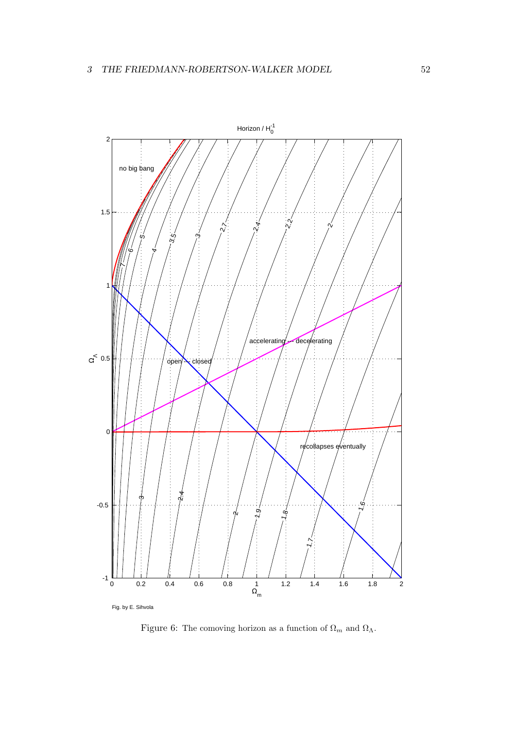Horizon / $H_0^{-1}$

Fig. by E. Sihvola

Figure 6: The comoving horizon as a function of $\Omega_m$ and $\Omega_\Lambda$.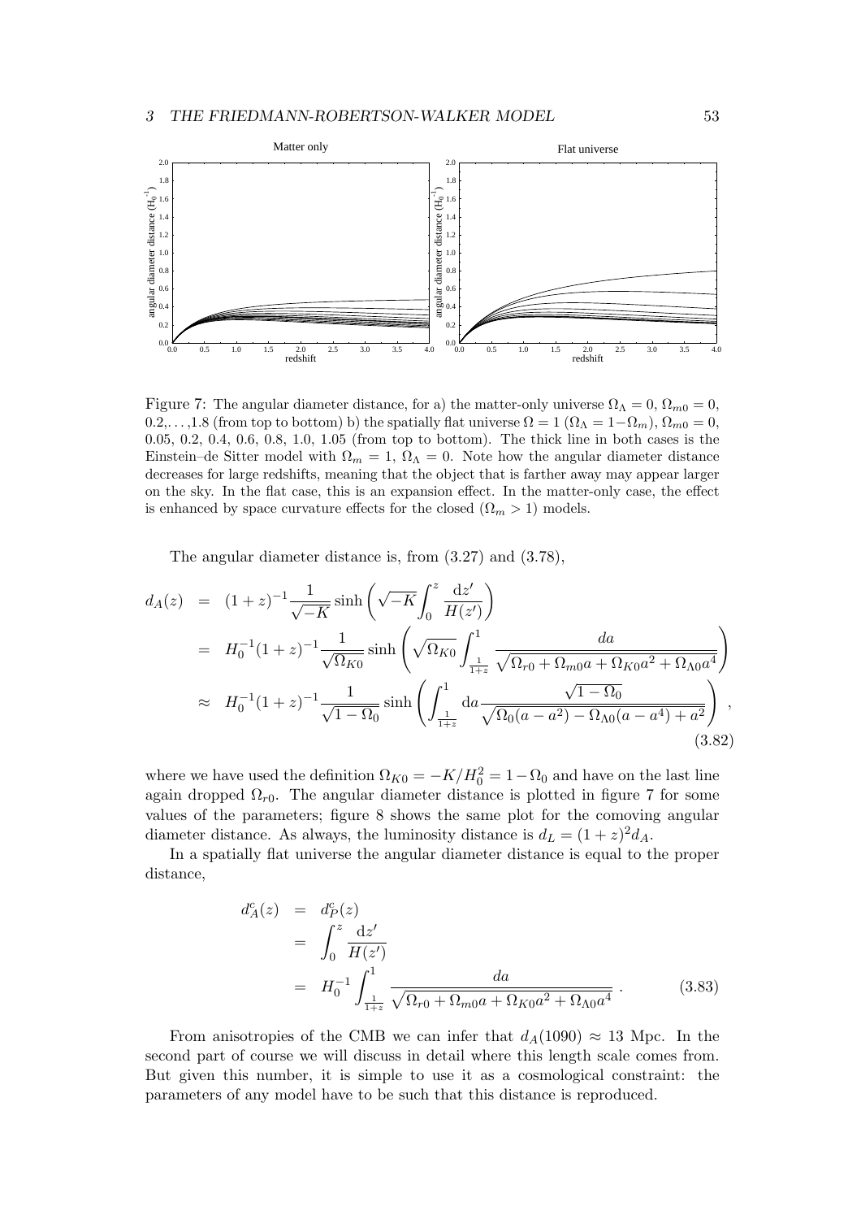Figure 7: The angular diameter distance, for a) the matter-only universe $\Omega_\Lambda = 0$, $\Omega_{m0} = 0$, 0.2,...,1.8 (from top to bottom) b) the spatially flat universe $\Omega = 1$ ($\Omega_\Lambda = 1 - \Omega_m$), $\Omega_{m0} = 0$, 0.05, 0.2, 0.4, 0.6, 0.8, 1.0, 1.05 (from top to bottom). The thick line in both cases is the Einstein–de Sitter model with $\Omega_m = 1$, $\Omega_\Lambda = 0$. Note how the angular diameter distance decreases for large redshifts, meaning that the object that is farther away may appear larger on the sky. In the flat case, this is an expansion effect. In the matter-only case, the effect is enhanced by space curvature effects for the closed ($\Omega_m > 1$) models.

The angular diameter distance is, from (3.27) and (3.78),

$$
\begin{aligned}
d_A(z) &= (1+z)^{-1}\frac{1}{\sqrt{-K}}\sinh\left(\sqrt{-K}\int_0^z \frac{dz'}{H(z')}\right) \\
&= H_0^{-1}(1+z)^{-1}\frac{1}{\sqrt{\Omega_{K0}}}\sinh\left(\sqrt{\Omega_{K0}}\int_{\frac{1}{1+z}}^1 \frac{da}{\sqrt{\Omega_{r0}+\Omega_{m0}a+\Omega_{K0}a^2+\Omega_{\Lambda 0}a^4}}\right) \\
&\approx H_0^{-1}(1+z)^{-1}\frac{1}{\sqrt{1-\Omega_0}}\sinh\left(\int_{\frac{1}{1+z}}^1 da \frac{\sqrt{1-\Omega_0}}{\sqrt{\Omega_0(a-a^2)-\Omega_{\Lambda 0}(a-a^4)+a^2}}\right) ,
\end{aligned}
\tag{3.82}
$$

where we have used the definition $\Omega_{K0} = -K/H_0^2 = 1 - \Omega_0$ and have on the last line again dropped $\Omega_{r0}$. The angular diameter distance is plotted in figure 7 for some values of the parameters; figure 8 shows the same plot for the comoving angular diameter distance. As always, the luminosity distance is $d_L = (1+z)^2 d_A$.

In a spatially flat universe the angular diameter distance is equal to the proper distance,

$$
\begin{aligned}
d_A^c(z) &= d_P^c(z) \\
&= \int_0^z \frac{dz'}{H(z')} \\
&= H_0^{-1}\int_{\frac{1}{1+z}}^1 \frac{da}{\sqrt{\Omega_{r0}+\Omega_{m0}a+\Omega_{K0}a^2+\Omega_{\Lambda 0}a^4}} .
\end{aligned}
\tag{3.83}
$$

From anisotropies of the CMB we can infer that $d_A(1090) \approx 13$ Mpc. In the second part of course we will discuss in detail where this length scale comes from. But given this number, it is simple to use it as a cosmological constraint: the parameters of any model have to be such that this distance is reproduced.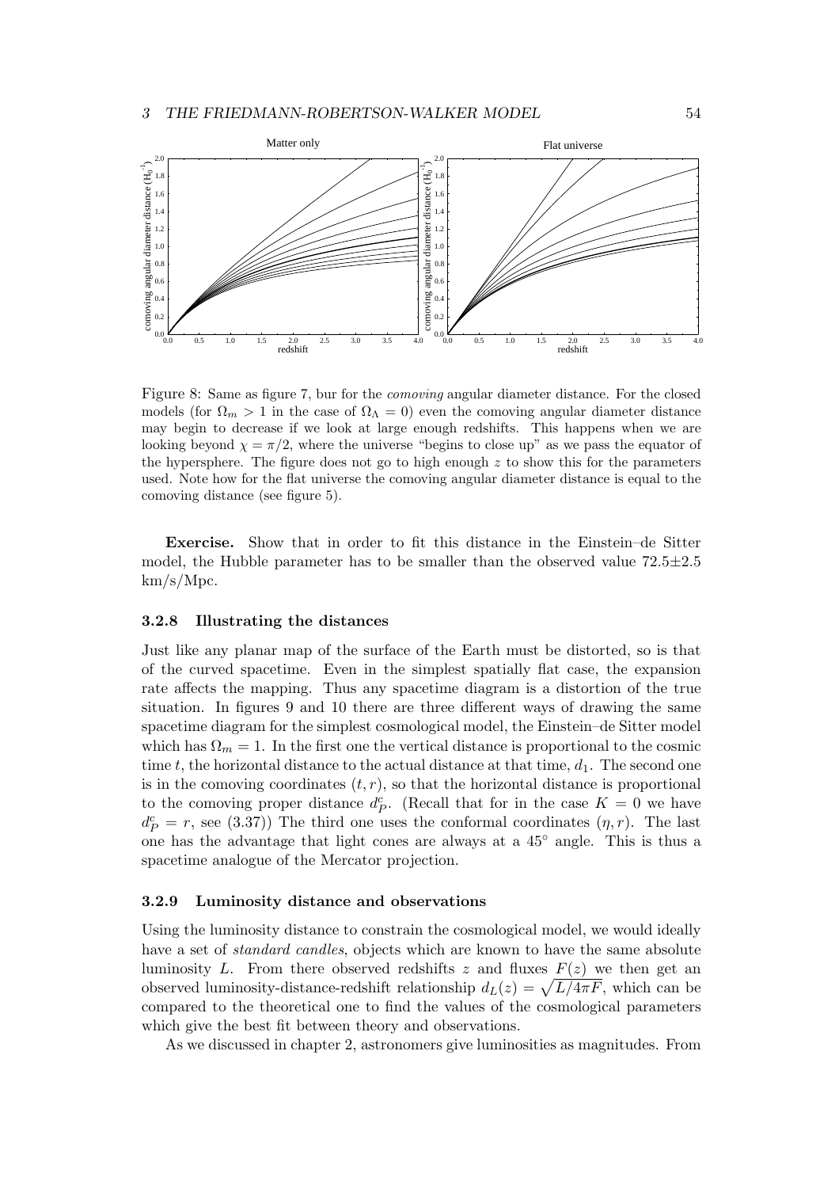Figure 8: Same as figure 7, bur for the *comoving* angular diameter distance. For the closed models (for $\Omega_m > 1$ in the case of $\Omega_\Lambda = 0$) even the comoving angular diameter distance may begin to decrease if we look at large enough redshifts. This happens when we are looking beyond $\chi = \pi/2$, where the universe "begins to close up" as we pass the equator of the hypersphere. The figure does not go to high enough $z$ to show this for the parameters used. Note how for the flat universe the comoving angular diameter distance is equal to the comoving distance (see figure 5).

**Exercise.** Show that in order to fit this distance in the Einstein–de Sitter model, the Hubble parameter has to be smaller than the observed value $72.5 \pm 2.5$ km/s/Mpc.

### 3.2.8 Illustrating the distances

Just like any planar map of the surface of the Earth must be distorted, so is that of the curved spacetime. Even in the simplest spatially flat case, the expansion rate affects the mapping. Thus any spacetime diagram is a distortion of the true situation. In figures 9 and 10 there are three different ways of drawing the same spacetime diagram for the simplest cosmological model, the Einstein–de Sitter model which has $\Omega_m = 1$. In the first one the vertical distance is proportional to the cosmic time $t$, the horizontal distance to the actual distance at that time, $d_1$. The second one is in the comoving coordinates $(t, r)$, so that the horizontal distance is proportional to the comoving proper distance $d_P^c$. (Recall that for in the case $K = 0$ we have $d_P^c = r$, see (3.37)) The third one uses the conformal coordinates $(\eta, r)$. The last one has the advantage that light cones are always at a $45^\circ$ angle. This is thus a spacetime analogue of the Mercator projection.

### 3.2.9 Luminosity distance and observations

Using the luminosity distance to constrain the cosmological model, we would ideally have a set of *standard candles*, objects which are known to have the same absolute luminosity $L$. From there observed redshifts $z$ and fluxes $F(z)$ we then get an observed luminosity-distance-redshift relationship $d_L(z) = \sqrt{L/4\pi F}$, which can be compared to the theoretical one to find the values of the cosmological parameters which give the best fit between theory and observations.

As we discussed in chapter 2, astronomers give luminosities as magnitudes. From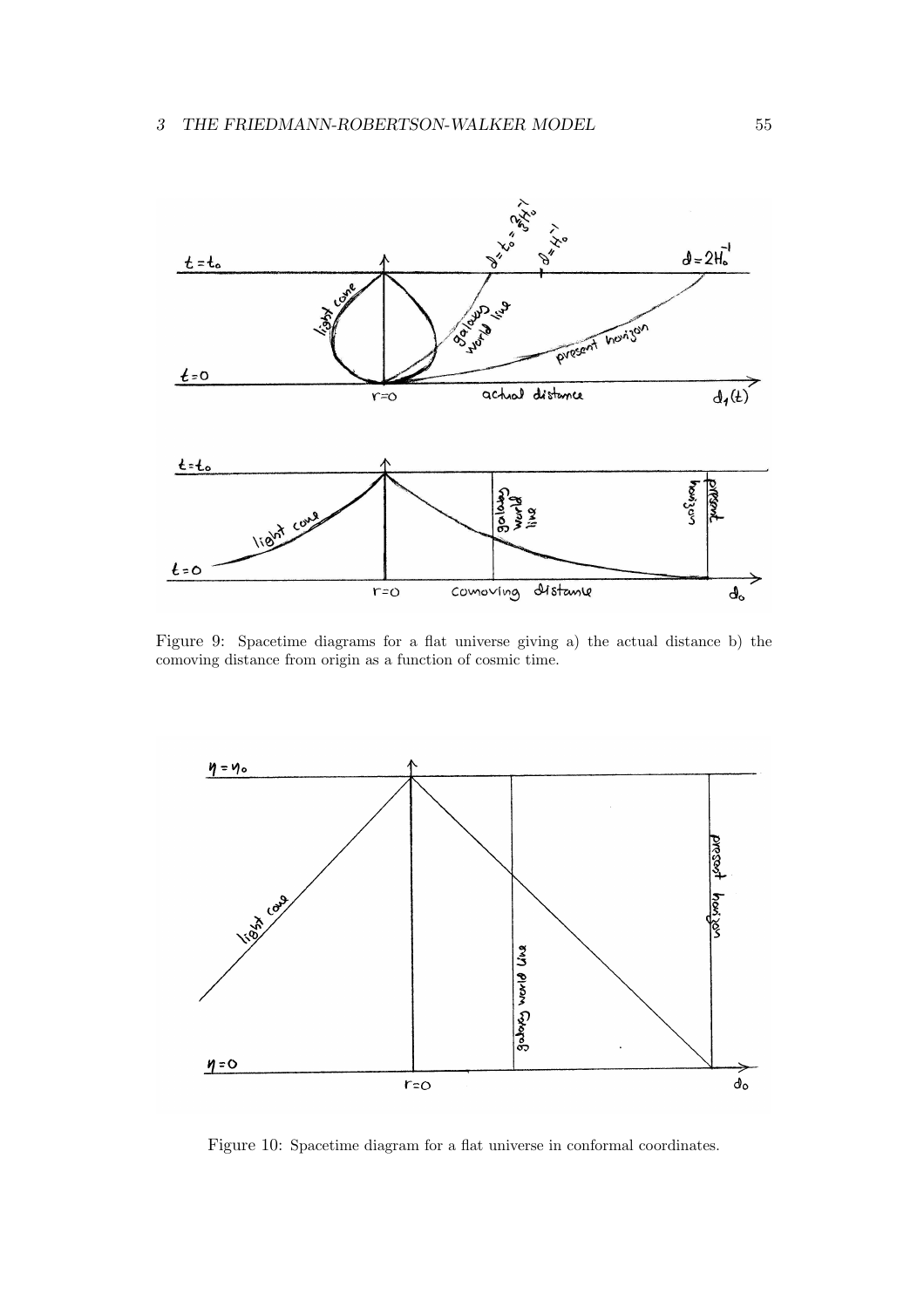Figure 9: Spacetime diagrams for a flat universe giving a) the actual distance b) the comoving distance from origin as a function of cosmic time.

Figure 10: Spacetime diagram for a flat universe in conformal coordinates.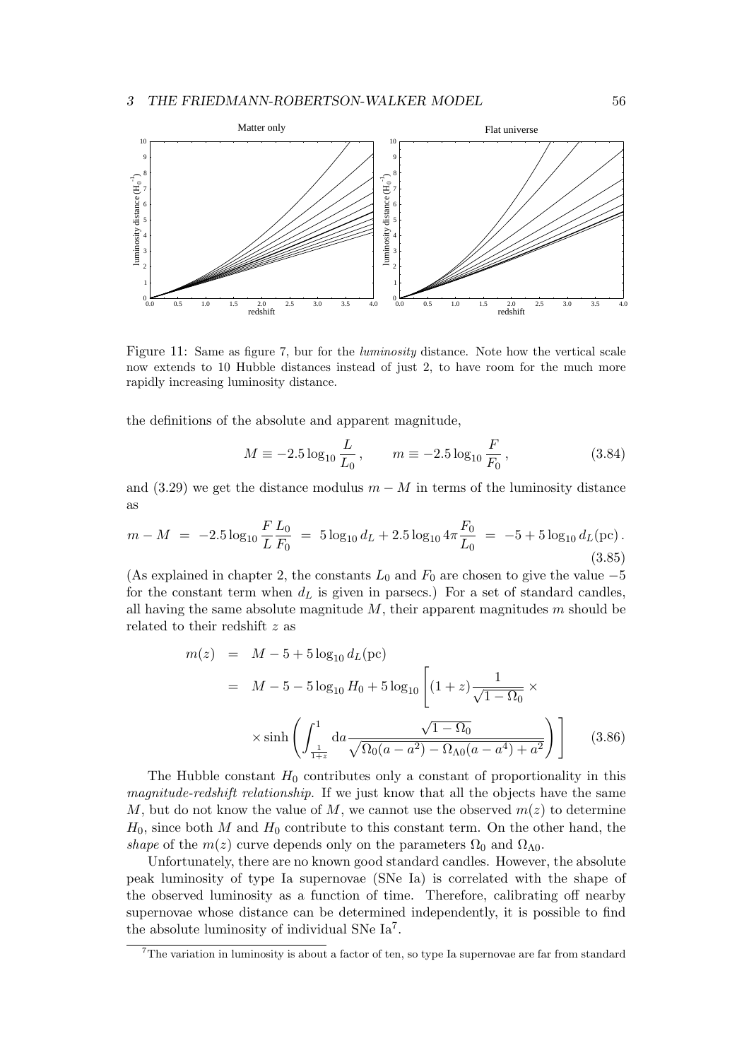Figure 11: Same as figure 7, bur for the *luminosity* distance. Note how the vertical scale now extends to 10 Hubble distances instead of just 2, to have room for the much more rapidly increasing luminosity distance.

the definitions of the absolute and apparent magnitude,

$$M \equiv -2.5 \log_{10} \frac{L}{L_0}\,, \qquad m \equiv -2.5 \log_{10} \frac{F}{F_0}\,, \tag{3.84}$$

and (3.29) we get the distance modulus $m - M$ in terms of the luminosity distance as

$$m - M \;=\; -2.5 \log_{10} \frac{F}{L}\frac{L_0}{F_0} \;=\; 5 \log_{10} d_L + 2.5 \log_{10} 4\pi \frac{F_0}{L_0} \;=\; -5 + 5 \log_{10} d_L(\mathrm{pc})\,. \tag{3.85}$$

(As explained in chapter 2, the constants $L_0$ and $F_0$ are chosen to give the value $-5$ for the constant term when $d_L$ is given in parsecs.) For a set of standard candles, all having the same absolute magnitude $M$, their apparent magnitudes $m$ should be related to their redshift $z$ as

$$\begin{aligned} m(z) &= M - 5 + 5 \log_{10} d_L(\mathrm{pc}) \\ &= M - 5 - 5 \log_{10} H_0 + 5 \log_{10} \Bigg[ (1+z) \frac{1}{\sqrt{1-\Omega_0}} \times \\ &\qquad \times \sinh \left( \int_{\frac{1}{1+z}}^{1} \mathrm{d}a \frac{\sqrt{1-\Omega_0}}{\sqrt{\Omega_0(a-a^2) - \Omega_{\Lambda 0}(a-a^4) + a^2}} \right) \Bigg] \end{aligned} \tag{3.86}$$

The Hubble constant $H_0$ contributes only a constant of proportionality in this *magnitude-redshift relationship*. If we just know that all the objects have the same $M$, but do not know the value of $M$, we cannot use the observed $m(z)$ to determine $H_0$, since both $M$ and $H_0$ contribute to this constant term. On the other hand, the *shape* of the $m(z)$ curve depends only on the parameters $\Omega_0$ and $\Omega_{\Lambda 0}$.

Unfortunately, there are no known good standard candles. However, the absolute peak luminosity of type Ia supernovae (SNe Ia) is correlated with the shape of the observed luminosity as a function of time. Therefore, calibrating off nearby supernovae whose distance can be determined independently, it is possible to find the absolute luminosity of individual SNe Ia[7].

[7] The variation in luminosity is about a factor of ten, so type Ia supernovae are far from standard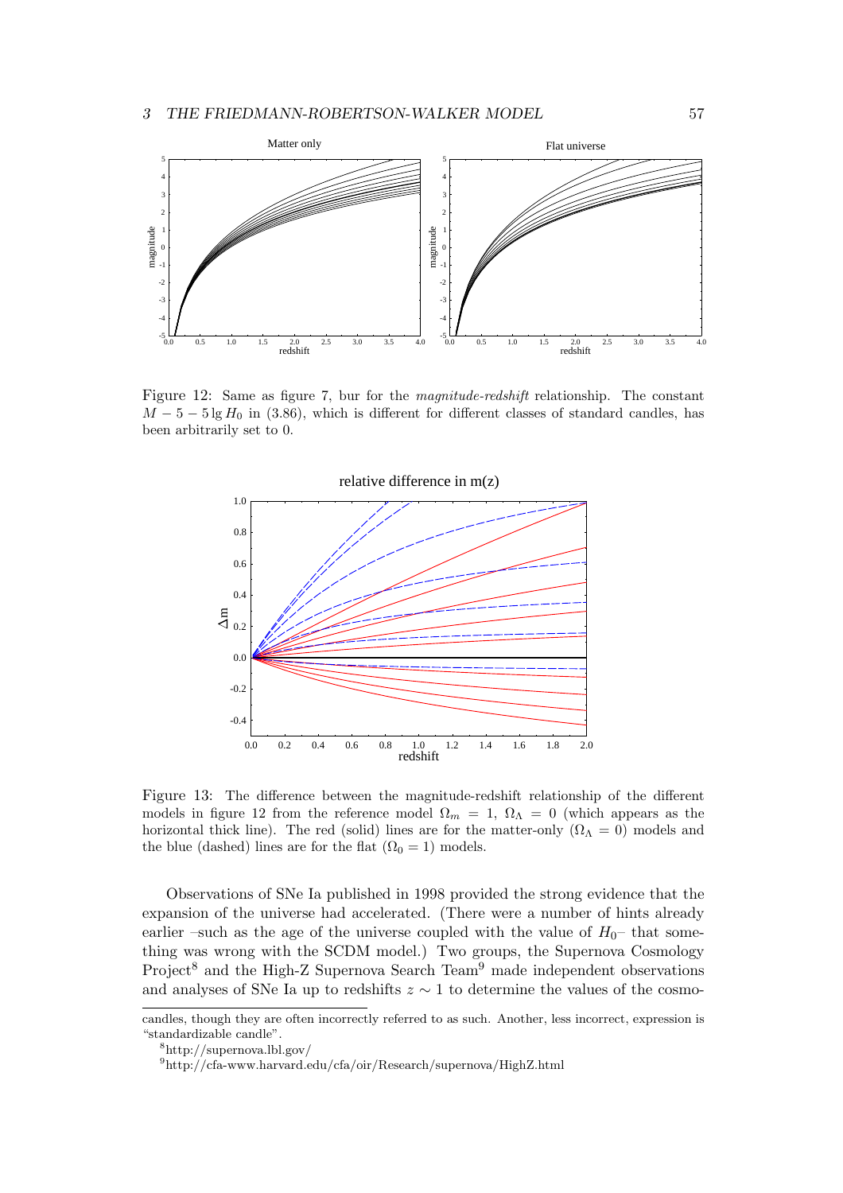Figure 12: Same as figure 7, bur for the *magnitude-redshift* relationship. The constant $M - 5 - 5\lg H_0$ in (3.86), which is different for different classes of standard candles, has been arbitrarily set to 0.

Figure 13: The difference between the magnitude-redshift relationship of the different models in figure 12 from the reference model $\Omega_m = 1$, $\Omega_\Lambda = 0$ (which appears as the horizontal thick line). The red (solid) lines are for the matter-only ($\Omega_\Lambda = 0$) models and the blue (dashed) lines are for the flat ($\Omega_0 = 1$) models.

Observations of SNe Ia published in 1998 provided the strong evidence that the expansion of the universe had accelerated. (There were a number of hints already earlier –such as the age of the universe coupled with the value of $H_0$– that something was wrong with the SCDM model.) Two groups, the Supernova Cosmology Project[8] and the High-Z Supernova Search Team[9] made independent observations and analyses of SNe Ia up to redshifts $z \sim 1$ to determine the values of the cosmo-

candles, though they are often incorrectly referred to as such. Another, less incorrect, expression is "standardizable candle".

[8]http://supernova.lbl.gov/

[9]http://cfa-www.harvard.edu/cfa/oir/Research/supernova/HighZ.html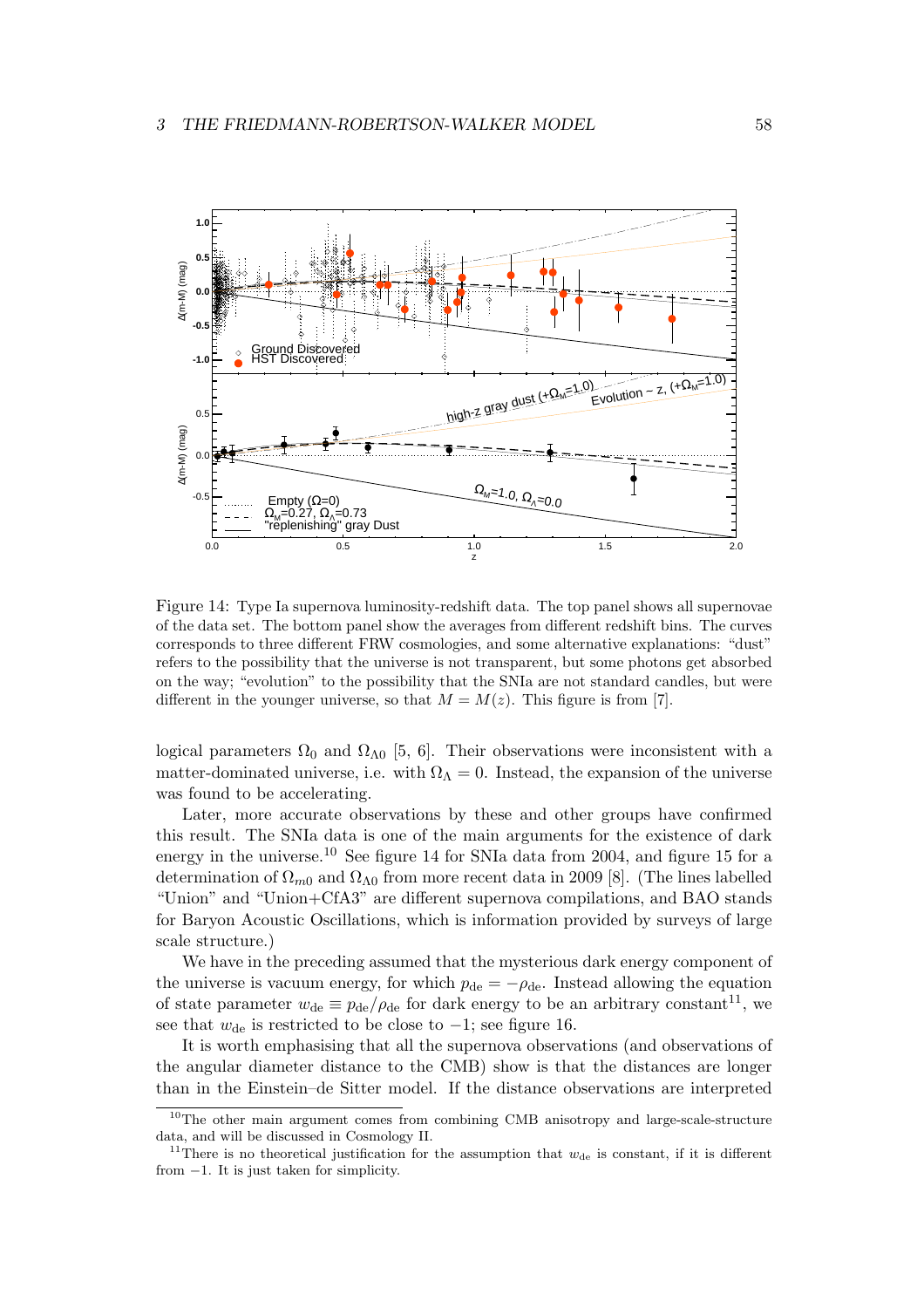Figure 14: Type Ia supernova luminosity-redshift data. The top panel shows all supernovae of the data set. The bottom panel show the averages from different redshift bins. The curves corresponds to three different FRW cosmologies, and some alternative explanations: "dust" refers to the possibility that the universe is not transparent, but some photons get absorbed on the way; "evolution" to the possibility that the SNIa are not standard candles, but were different in the younger universe, so that $M = M(z)$. This figure is from [7].

logical parameters $\Omega_0$ and $\Omega_{\Lambda 0}$ [5, 6]. Their observations were inconsistent with a matter-dominated universe, i.e. with $\Omega_\Lambda = 0$. Instead, the expansion of the universe was found to be accelerating.

Later, more accurate observations by these and other groups have confirmed this result. The SNIa data is one of the main arguments for the existence of dark energy in the universe.[10] See figure 14 for SNIa data from 2004, and figure 15 for a determination of $\Omega_{m0}$ and $\Omega_{\Lambda 0}$ from more recent data in 2009 [8]. (The lines labelled "Union" and "Union+CfA3" are different supernova compilations, and BAO stands for Baryon Acoustic Oscillations, which is information provided by surveys of large scale structure.)

We have in the preceding assumed that the mysterious dark energy component of the universe is vacuum energy, for which $p_{\rm de} = -\rho_{\rm de}$. Instead allowing the equation of state parameter $w_{\rm de} \equiv p_{\rm de}/\rho_{\rm de}$ for dark energy to be an arbitrary constant[11], we see that $w_{\rm de}$ is restricted to be close to $-1$; see figure 16.

It is worth emphasising that all the supernova observations (and observations of the angular diameter distance to the CMB) show is that the distances are longer than in the Einstein–de Sitter model. If the distance observations are interpreted

[10] The other main argument comes from combining CMB anisotropy and large-scale-structure data, and will be discussed in Cosmology II.

[11] There is no theoretical justification for the assumption that $w_{\rm de}$ is constant, if it is different from $-1$. It is just taken for simplicity.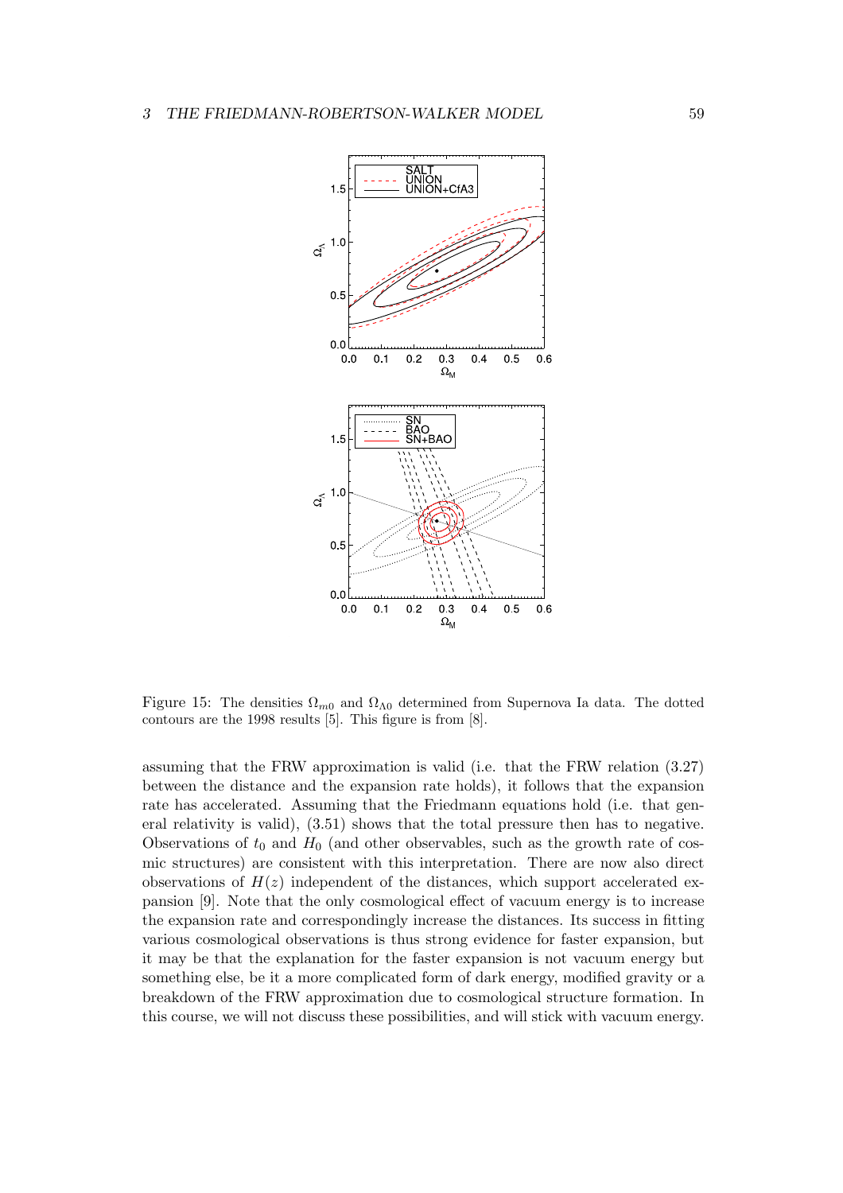Figure 15: The densities $\Omega_{m0}$ and $\Omega_{\Lambda 0}$ determined from Supernova Ia data. The dotted contours are the 1998 results [5]. This figure is from [8].

assuming that the FRW approximation is valid (i.e. that the FRW relation (3.27) between the distance and the expansion rate holds), it follows that the expansion rate has accelerated. Assuming that the Friedmann equations hold (i.e. that general relativity is valid), (3.51) shows that the total pressure then has to negative. Observations of $t_0$ and $H_0$ (and other observables, such as the growth rate of cosmic structures) are consistent with this interpretation. There are now also direct observations of $H(z)$ independent of the distances, which support accelerated expansion [9]. Note that the only cosmological effect of vacuum energy is to increase the expansion rate and correspondingly increase the distances. Its success in fitting various cosmological observations is thus strong evidence for faster expansion, but it may be that the explanation for the faster expansion is not vacuum energy but something else, be it a more complicated form of dark energy, modified gravity or a breakdown of the FRW approximation due to cosmological structure formation. In this course, we will not discuss these possibilities, and will stick with vacuum energy.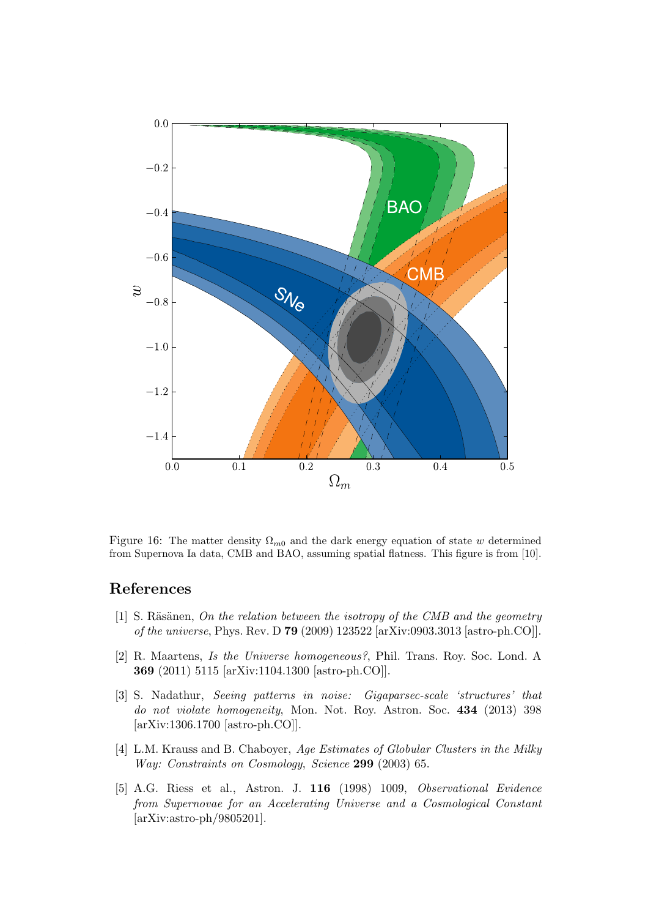Figure 16: The matter density $\Omega_{m0}$ and the dark energy equation of state $w$ determined from Supernova Ia data, CMB and BAO, assuming spatial flatness. This figure is from [10].

## References

[1] S. Räsänen, *On the relation between the isotropy of the CMB and the geometry of the universe*, Phys. Rev. D **79** (2009) 123522 [arXiv:0903.3013 [astro-ph.CO]].

[2] R. Maartens, *Is the Universe homogeneous?*, Phil. Trans. Roy. Soc. Lond. A **369** (2011) 5115 [arXiv:1104.1300 [astro-ph.CO]].

[3] S. Nadathur, *Seeing patterns in noise: Gigaparsec-scale 'structures' that do not violate homogeneity*, Mon. Not. Roy. Astron. Soc. **434** (2013) 398 [arXiv:1306.1700 [astro-ph.CO]].

[4] L.M. Krauss and B. Chaboyer, *Age Estimates of Globular Clusters in the Milky Way: Constraints on Cosmology*, *Science* **299** (2003) 65.

[5] A.G. Riess et al., Astron. J. **116** (1998) 1009, *Observational Evidence from Supernovae for an Accelerating Universe and a Cosmological Constant* [arXiv:astro-ph/9805201].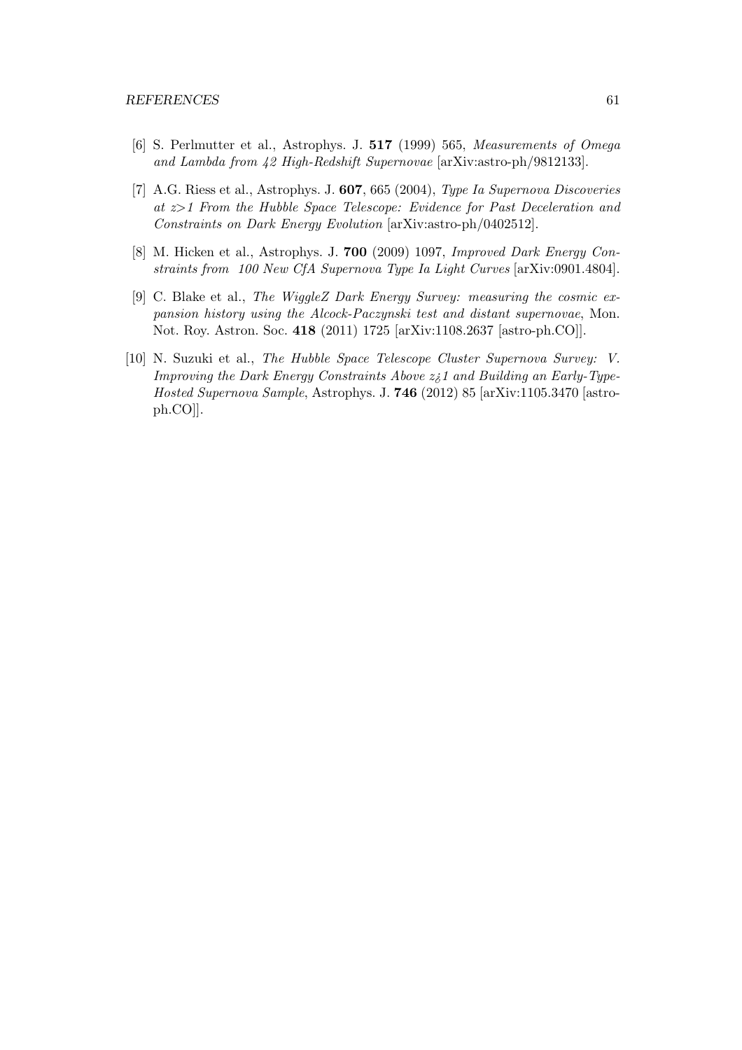[6] S. Perlmutter et al., Astrophys. J. **517** (1999) 565, *Measurements of Omega and Lambda from 42 High-Redshift Supernovae* [arXiv:astro-ph/9812133].

[7] A.G. Riess et al., Astrophys. J. **607**, 665 (2004), *Type Ia Supernova Discoveries at z>1 From the Hubble Space Telescope: Evidence for Past Deceleration and Constraints on Dark Energy Evolution* [arXiv:astro-ph/0402512].

[8] M. Hicken et al., Astrophys. J. **700** (2009) 1097, *Improved Dark Energy Constraints from 100 New CfA Supernova Type Ia Light Curves* [arXiv:0901.4804].

[9] C. Blake et al., *The WiggleZ Dark Energy Survey: measuring the cosmic expansion history using the Alcock-Paczynski test and distant supernovae*, Mon. Not. Roy. Astron. Soc. **418** (2011) 1725 [arXiv:1108.2637 [astro-ph.CO]].

[10] N. Suzuki et al., *The Hubble Space Telescope Cluster Supernova Survey: V. Improving the Dark Energy Constraints Above z¿1 and Building an Early-Type-Hosted Supernova Sample*, Astrophys. J. **746** (2012) 85 [arXiv:1105.3470 [astro-ph.CO]].